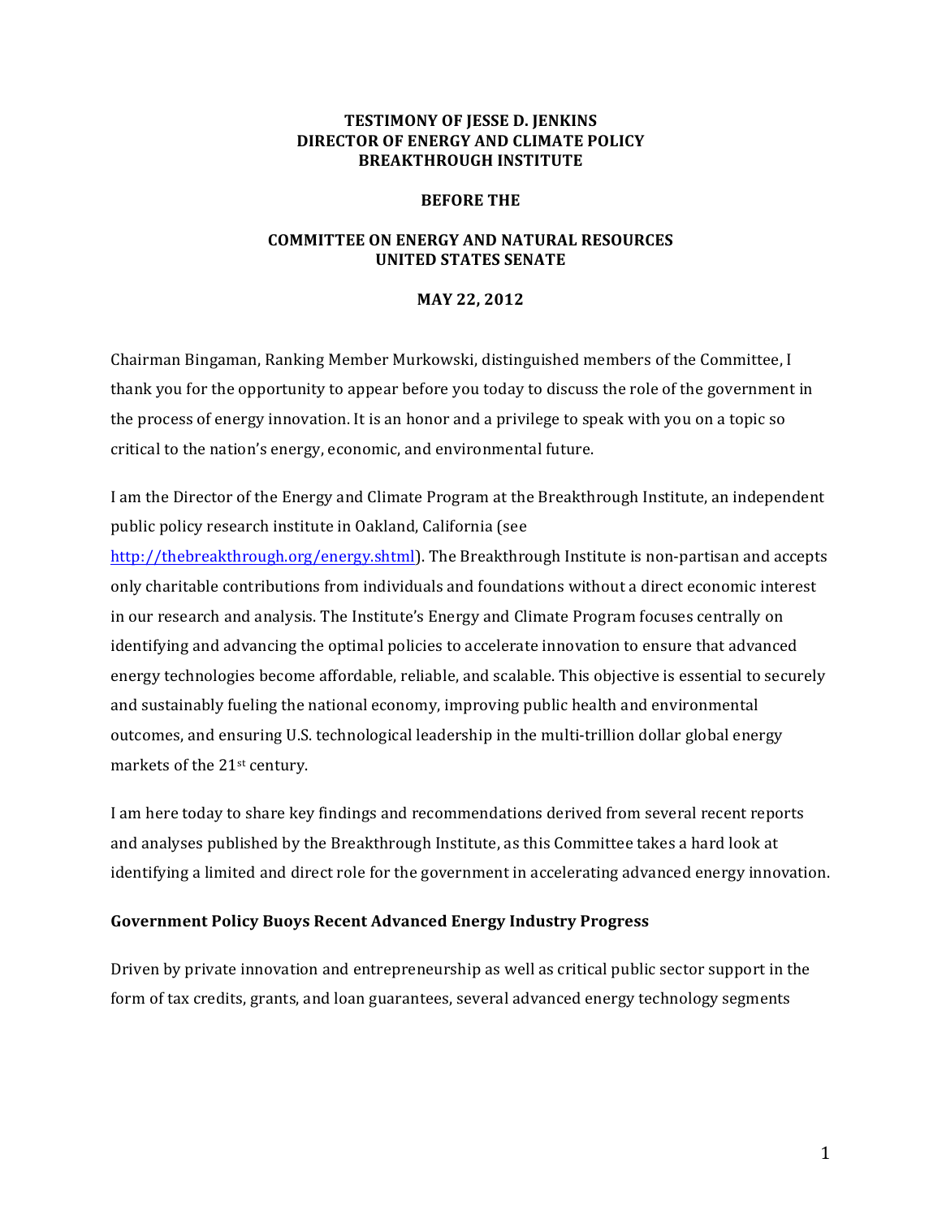**TESTIMONY OF JESSE D. JENKINS**
**DIRECTOR OF ENERGY AND CLIMATE POLICY**
**BREAKTHROUGH INSTITUTE**

**BEFORE THE**

**COMMITTEE ON ENERGY AND NATURAL RESOURCES**
**UNITED STATES SENATE**

**MAY 22, 2012**

Chairman Bingaman, Ranking Member Murkowski, distinguished members of the Committee, I thank you for the opportunity to appear before you today to discuss the role of the government in the process of energy innovation. It is an honor and a privilege to speak with you on a topic so critical to the nation's energy, economic, and environmental future.

I am the Director of the Energy and Climate Program at the Breakthrough Institute, an independent public policy research institute in Oakland, California (see http://thebreakthrough.org/energy.shtml). The Breakthrough Institute is non-partisan and accepts only charitable contributions from individuals and foundations without a direct economic interest in our research and analysis. The Institute's Energy and Climate Program focuses centrally on identifying and advancing the optimal policies to accelerate innovation to ensure that advanced energy technologies become affordable, reliable, and scalable. This objective is essential to securely and sustainably fueling the national economy, improving public health and environmental outcomes, and ensuring U.S. technological leadership in the multi-trillion dollar global energy markets of the 21st century.

I am here today to share key findings and recommendations derived from several recent reports and analyses published by the Breakthrough Institute, as this Committee takes a hard look at identifying a limited and direct role for the government in accelerating advanced energy innovation.

**Government Policy Buoys Recent Advanced Energy Industry Progress**

Driven by private innovation and entrepreneurship as well as critical public sector support in the form of tax credits, grants, and loan guarantees, several advanced energy technology segments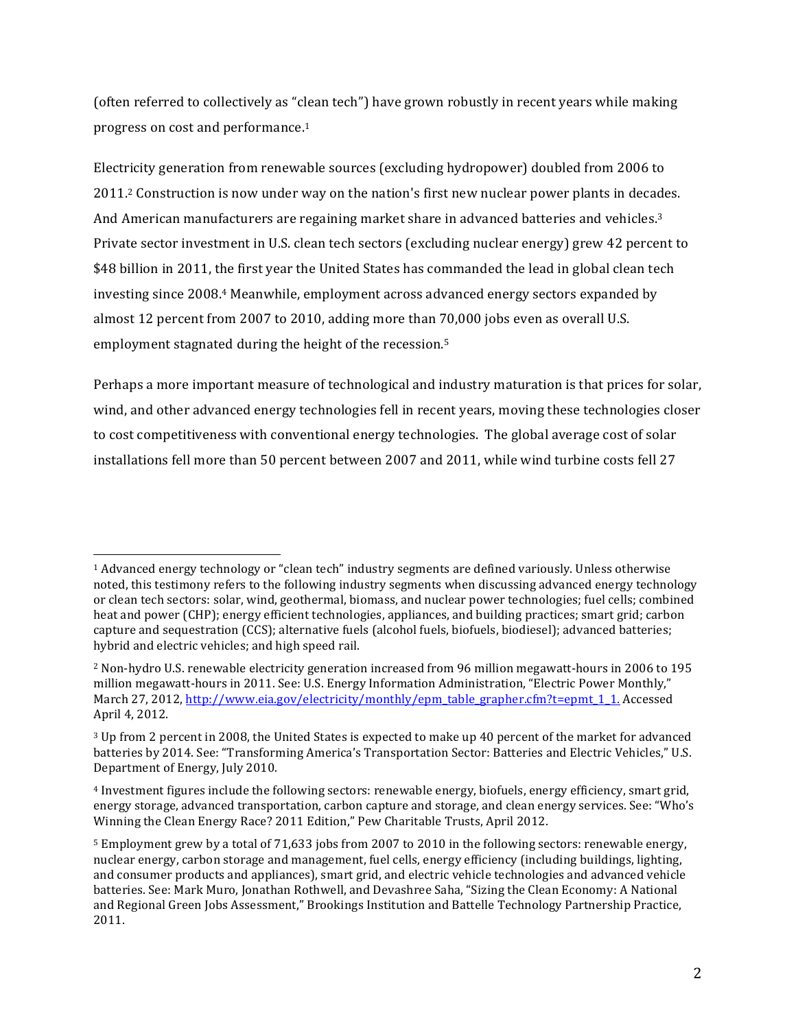(often referred to collectively as "clean tech") have grown robustly in recent years while making progress on cost and performance.[1]

Electricity generation from renewable sources (excluding hydropower) doubled from 2006 to 2011.[2] Construction is now under way on the nation's first new nuclear power plants in decades. And American manufacturers are regaining market share in advanced batteries and vehicles.[3] Private sector investment in U.S. clean tech sectors (excluding nuclear energy) grew 42 percent to $48 billion in 2011, the first year the United States has commanded the lead in global clean tech investing since 2008.[4] Meanwhile, employment across advanced energy sectors expanded by almost 12 percent from 2007 to 2010, adding more than 70,000 jobs even as overall U.S. employment stagnated during the height of the recession.[5]

Perhaps a more important measure of technological and industry maturation is that prices for solar, wind, and other advanced energy technologies fell in recent years, moving these technologies closer to cost competitiveness with conventional energy technologies. The global average cost of solar installations fell more than 50 percent between 2007 and 2011, while wind turbine costs fell 27

---

[1] Advanced energy technology or "clean tech" industry segments are defined variously. Unless otherwise noted, this testimony refers to the following industry segments when discussing advanced energy technology or clean tech sectors: solar, wind, geothermal, biomass, and nuclear power technologies; fuel cells; combined heat and power (CHP); energy efficient technologies, appliances, and building practices; smart grid; carbon capture and sequestration (CCS); alternative fuels (alcohol fuels, biofuels, biodiesel); advanced batteries; hybrid and electric vehicles; and high speed rail.

[2] Non-hydro U.S. renewable electricity generation increased from 96 million megawatt-hours in 2006 to 195 million megawatt-hours in 2011. See: U.S. Energy Information Administration, "Electric Power Monthly," March 27, 2012, http://www.eia.gov/electricity/monthly/epm_table_grapher.cfm?t=epmt_1_1. Accessed April 4, 2012.

[3] Up from 2 percent in 2008, the United States is expected to make up 40 percent of the market for advanced batteries by 2014. See: "Transforming America's Transportation Sector: Batteries and Electric Vehicles," U.S. Department of Energy, July 2010.

[4] Investment figures include the following sectors: renewable energy, biofuels, energy efficiency, smart grid, energy storage, advanced transportation, carbon capture and storage, and clean energy services. See: "Who's Winning the Clean Energy Race? 2011 Edition," Pew Charitable Trusts, April 2012.

[5] Employment grew by a total of 71,633 jobs from 2007 to 2010 in the following sectors: renewable energy, nuclear energy, carbon storage and management, fuel cells, energy efficiency (including buildings, lighting, and consumer products and appliances), smart grid, and electric vehicle technologies and advanced vehicle batteries. See: Mark Muro, Jonathan Rothwell, and Devashree Saha, "Sizing the Clean Economy: A National and Regional Green Jobs Assessment," Brookings Institution and Battelle Technology Partnership Practice, 2011.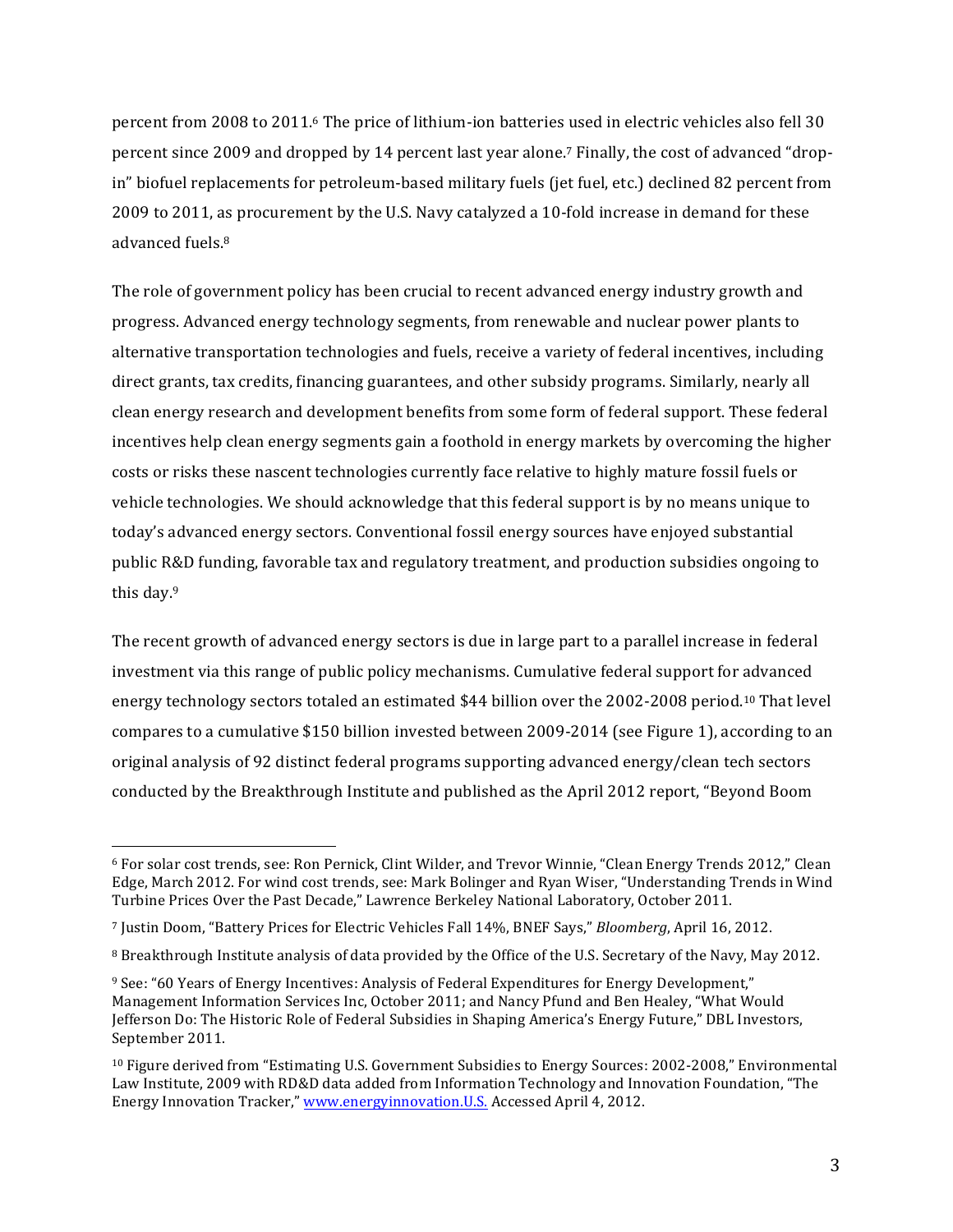percent from 2008 to 2011.[6] The price of lithium-ion batteries used in electric vehicles also fell 30 percent since 2009 and dropped by 14 percent last year alone.[7] Finally, the cost of advanced "drop-in" biofuel replacements for petroleum-based military fuels (jet fuel, etc.) declined 82 percent from 2009 to 2011, as procurement by the U.S. Navy catalyzed a 10-fold increase in demand for these advanced fuels.[8]

The role of government policy has been crucial to recent advanced energy industry growth and progress. Advanced energy technology segments, from renewable and nuclear power plants to alternative transportation technologies and fuels, receive a variety of federal incentives, including direct grants, tax credits, financing guarantees, and other subsidy programs. Similarly, nearly all clean energy research and development benefits from some form of federal support. These federal incentives help clean energy segments gain a foothold in energy markets by overcoming the higher costs or risks these nascent technologies currently face relative to highly mature fossil fuels or vehicle technologies. We should acknowledge that this federal support is by no means unique to today's advanced energy sectors. Conventional fossil energy sources have enjoyed substantial public R&D funding, favorable tax and regulatory treatment, and production subsidies ongoing to this day.[9]

The recent growth of advanced energy sectors is due in large part to a parallel increase in federal investment via this range of public policy mechanisms. Cumulative federal support for advanced energy technology sectors totaled an estimated $44 billion over the 2002-2008 period.[10] That level compares to a cumulative $150 billion invested between 2009-2014 (see Figure 1), according to an original analysis of 92 distinct federal programs supporting advanced energy/clean tech sectors conducted by the Breakthrough Institute and published as the April 2012 report, "Beyond Boom

---

[6] For solar cost trends, see: Ron Pernick, Clint Wilder, and Trevor Winnie, "Clean Energy Trends 2012," Clean Edge, March 2012. For wind cost trends, see: Mark Bolinger and Ryan Wiser, "Understanding Trends in Wind Turbine Prices Over the Past Decade," Lawrence Berkeley National Laboratory, October 2011.

[7] Justin Doom, "Battery Prices for Electric Vehicles Fall 14%, BNEF Says," *Bloomberg*, April 16, 2012.

[8] Breakthrough Institute analysis of data provided by the Office of the U.S. Secretary of the Navy, May 2012.

[9] See: "60 Years of Energy Incentives: Analysis of Federal Expenditures for Energy Development," Management Information Services Inc, October 2011; and Nancy Pfund and Ben Healey, "What Would Jefferson Do: The Historic Role of Federal Subsidies in Shaping America's Energy Future," DBL Investors, September 2011.

[10] Figure derived from "Estimating U.S. Government Subsidies to Energy Sources: 2002-2008," Environmental Law Institute, 2009 with RD&D data added from Information Technology and Innovation Foundation, "The Energy Innovation Tracker," www.energyinnovation.U.S. Accessed April 4, 2012.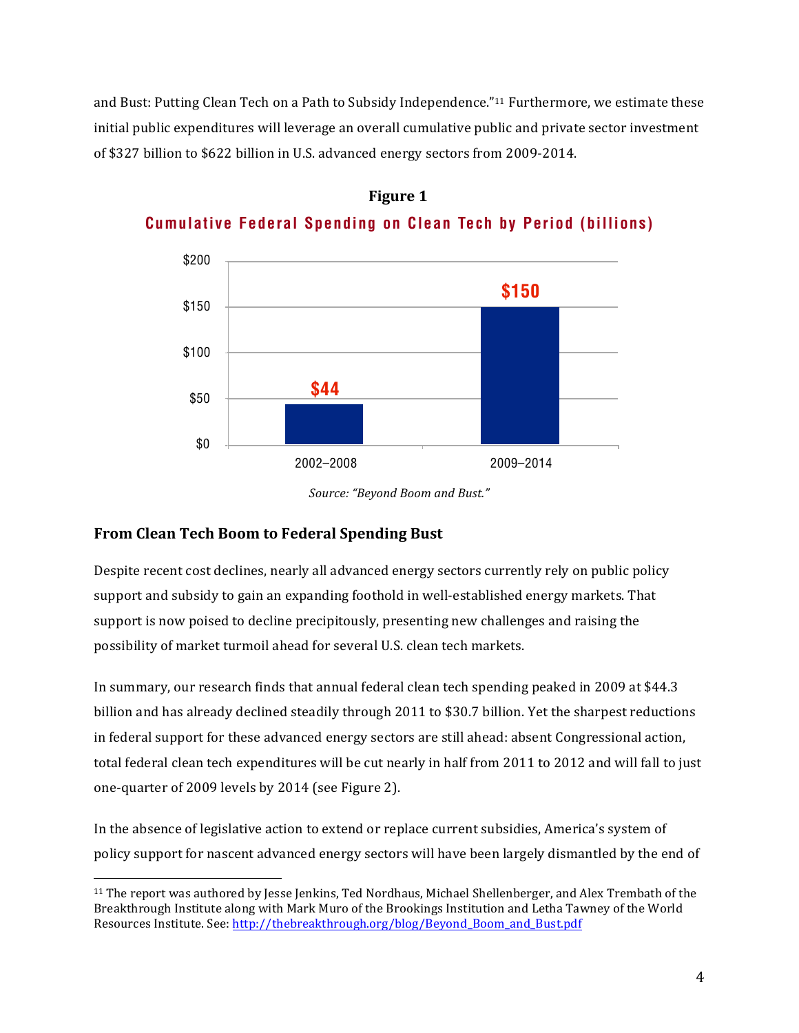and Bust: Putting Clean Tech on a Path to Subsidy Independence."[11] Furthermore, we estimate these initial public expenditures will leverage an overall cumulative public and private sector investment of $327 billion to $622 billion in U.S. advanced energy sectors from 2009-2014.

**Figure 1**

**Cumulative Federal Spending on Clean Tech by Period (billions)**

| Period | Spending |
| --- | --- |
| 2002–2008 | $44 |
| 2009–2014 | $150 |

*Source: "Beyond Boom and Bust."*

### From Clean Tech Boom to Federal Spending Bust

Despite recent cost declines, nearly all advanced energy sectors currently rely on public policy support and subsidy to gain an expanding foothold in well-established energy markets. That support is now poised to decline precipitously, presenting new challenges and raising the possibility of market turmoil ahead for several U.S. clean tech markets.

In summary, our research finds that annual federal clean tech spending peaked in 2009 at $44.3 billion and has already declined steadily through 2011 to $30.7 billion. Yet the sharpest reductions in federal support for these advanced energy sectors are still ahead: absent Congressional action, total federal clean tech expenditures will be cut nearly in half from 2011 to 2012 and will fall to just one-quarter of 2009 levels by 2014 (see Figure 2).

In the absence of legislative action to extend or replace current subsidies, America's system of policy support for nascent advanced energy sectors will have been largely dismantled by the end of

[11] The report was authored by Jesse Jenkins, Ted Nordhaus, Michael Shellenberger, and Alex Trembath of the Breakthrough Institute along with Mark Muro of the Brookings Institution and Letha Tawney of the World Resources Institute. See: http://thebreakthrough.org/blog/Beyond_Boom_and_Bust.pdf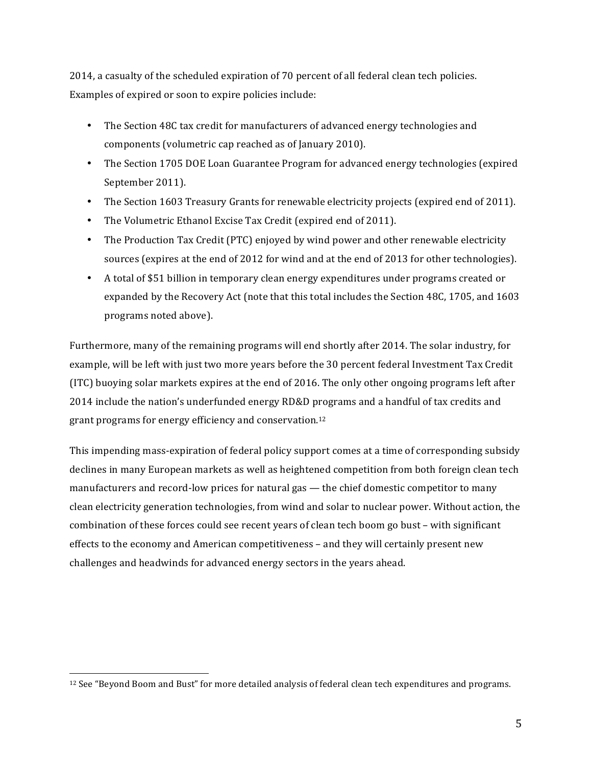2014, a casualty of the scheduled expiration of 70 percent of all federal clean tech policies. Examples of expired or soon to expire policies include:

- The Section 48C tax credit for manufacturers of advanced energy technologies and components (volumetric cap reached as of January 2010).
- The Section 1705 DOE Loan Guarantee Program for advanced energy technologies (expired September 2011).
- The Section 1603 Treasury Grants for renewable electricity projects (expired end of 2011).
- The Volumetric Ethanol Excise Tax Credit (expired end of 2011).
- The Production Tax Credit (PTC) enjoyed by wind power and other renewable electricity sources (expires at the end of 2012 for wind and at the end of 2013 for other technologies).
- A total of $51 billion in temporary clean energy expenditures under programs created or expanded by the Recovery Act (note that this total includes the Section 48C, 1705, and 1603 programs noted above).

Furthermore, many of the remaining programs will end shortly after 2014. The solar industry, for example, will be left with just two more years before the 30 percent federal Investment Tax Credit (ITC) buoying solar markets expires at the end of 2016. The only other ongoing programs left after 2014 include the nation's underfunded energy RD&D programs and a handful of tax credits and grant programs for energy efficiency and conservation.[12]

This impending mass-expiration of federal policy support comes at a time of corresponding subsidy declines in many European markets as well as heightened competition from both foreign clean tech manufacturers and record-low prices for natural gas — the chief domestic competitor to many clean electricity generation technologies, from wind and solar to nuclear power. Without action, the combination of these forces could see recent years of clean tech boom go bust – with significant effects to the economy and American competitiveness – and they will certainly present new challenges and headwinds for advanced energy sectors in the years ahead.

[12] See "Beyond Boom and Bust" for more detailed analysis of federal clean tech expenditures and programs.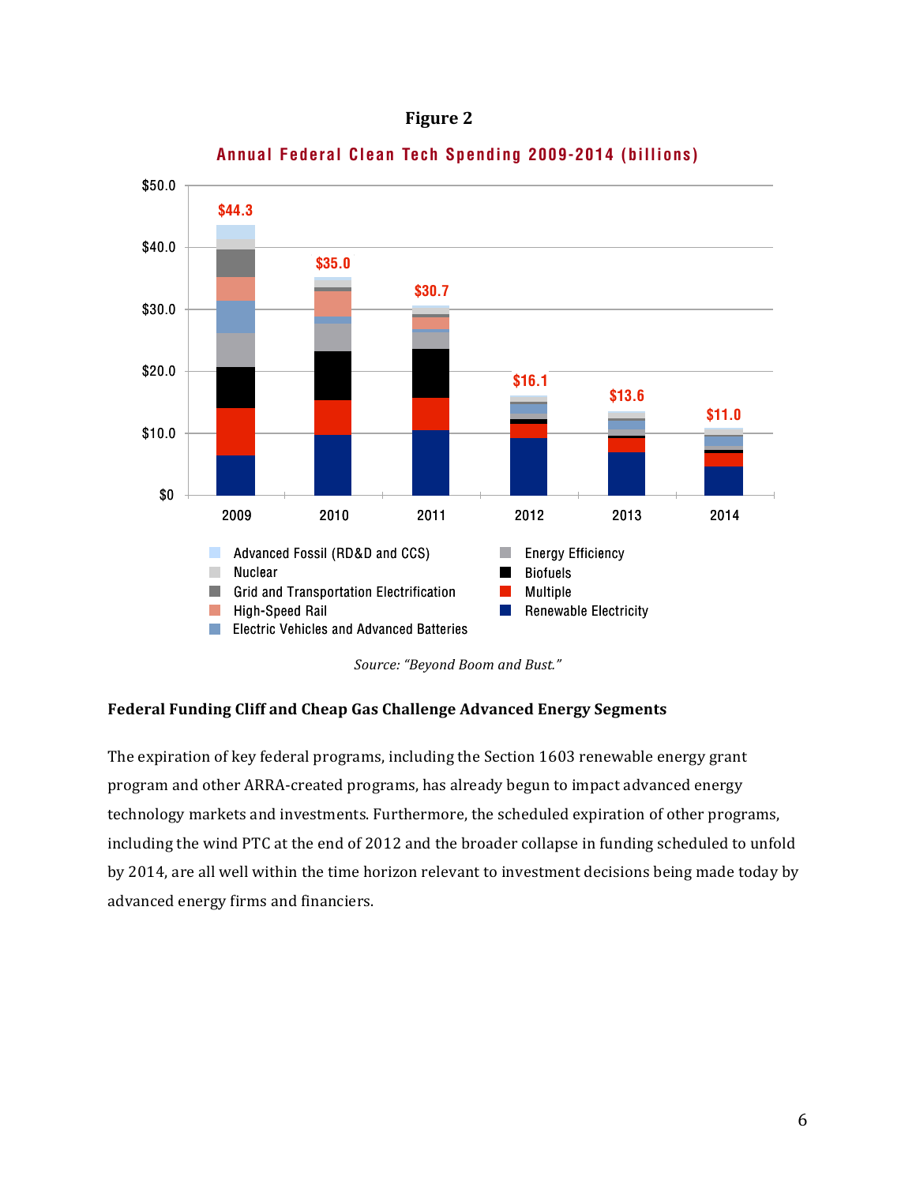**Figure 2**

**Annual Federal Clean Tech Spending 2009-2014 (billions)**

| Year | Total |
|---|---|
| 2009 | $44.3 |
| 2010 | $35.0 |
| 2011 | $30.7 |
| 2012 | $16.1 |
| 2013 | $13.6 |
| 2014 | $11.0 |

Legend: Advanced Fossil (RD&D and CCS); Nuclear; Grid and Transportation Electrification; High-Speed Rail; Electric Vehicles and Advanced Batteries; Energy Efficiency; Biofuels; Multiple; Renewable Electricity

*Source: "Beyond Boom and Bust."*

### Federal Funding Cliff and Cheap Gas Challenge Advanced Energy Segments

The expiration of key federal programs, including the Section 1603 renewable energy grant program and other ARRA-created programs, has already begun to impact advanced energy technology markets and investments. Furthermore, the scheduled expiration of other programs, including the wind PTC at the end of 2012 and the broader collapse in funding scheduled to unfold by 2014, are all well within the time horizon relevant to investment decisions being made today by advanced energy firms and financiers.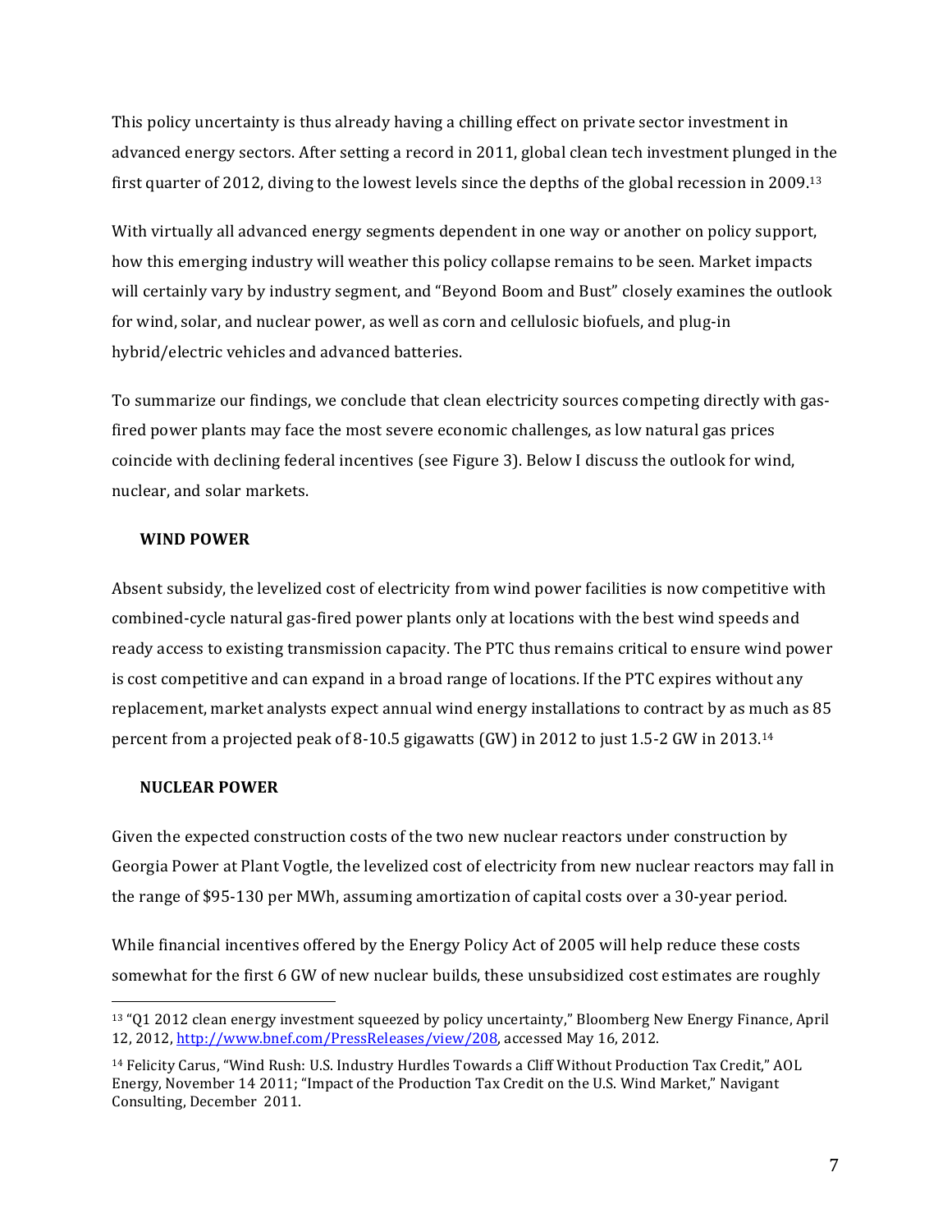This policy uncertainty is thus already having a chilling effect on private sector investment in advanced energy sectors. After setting a record in 2011, global clean tech investment plunged in the first quarter of 2012, diving to the lowest levels since the depths of the global recession in 2009.[13]

With virtually all advanced energy segments dependent in one way or another on policy support, how this emerging industry will weather this policy collapse remains to be seen. Market impacts will certainly vary by industry segment, and "Beyond Boom and Bust" closely examines the outlook for wind, solar, and nuclear power, as well as corn and cellulosic biofuels, and plug-in hybrid/electric vehicles and advanced batteries.

To summarize our findings, we conclude that clean electricity sources competing directly with gas-fired power plants may face the most severe economic challenges, as low natural gas prices coincide with declining federal incentives (see Figure 3). Below I discuss the outlook for wind, nuclear, and solar markets.

### WIND POWER

Absent subsidy, the levelized cost of electricity from wind power facilities is now competitive with combined-cycle natural gas-fired power plants only at locations with the best wind speeds and ready access to existing transmission capacity. The PTC thus remains critical to ensure wind power is cost competitive and can expand in a broad range of locations. If the PTC expires without any replacement, market analysts expect annual wind energy installations to contract by as much as 85 percent from a projected peak of 8-10.5 gigawatts (GW) in 2012 to just 1.5-2 GW in 2013.[14]

### NUCLEAR POWER

Given the expected construction costs of the two new nuclear reactors under construction by Georgia Power at Plant Vogtle, the levelized cost of electricity from new nuclear reactors may fall in the range of $95-130 per MWh, assuming amortization of capital costs over a 30-year period.

While financial incentives offered by the Energy Policy Act of 2005 will help reduce these costs somewhat for the first 6 GW of new nuclear builds, these unsubsidized cost estimates are roughly

---

[13] "Q1 2012 clean energy investment squeezed by policy uncertainty," Bloomberg New Energy Finance, April 12, 2012, [http://www.bnef.com/PressReleases/view/208](http://www.bnef.com/PressReleases/view/208), accessed May 16, 2012.

[14] Felicity Carus, "Wind Rush: U.S. Industry Hurdles Towards a Cliff Without Production Tax Credit," AOL Energy, November 14 2011; "Impact of the Production Tax Credit on the U.S. Wind Market," Navigant Consulting, December 2011.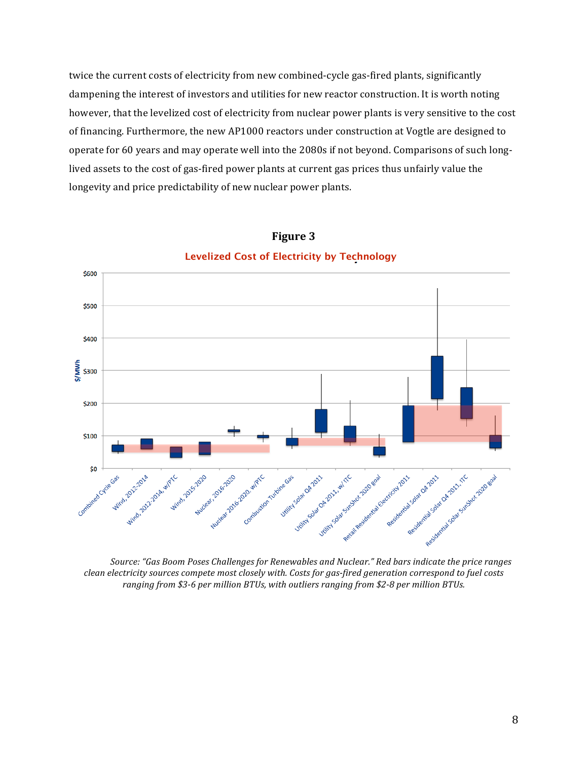twice the current costs of electricity from new combined-cycle gas-fired plants, significantly dampening the interest of investors and utilities for new reactor construction. It is worth noting however, that the levelized cost of electricity from nuclear power plants is very sensitive to the cost of financing. Furthermore, the new AP1000 reactors under construction at Vogtle are designed to operate for 60 years and may operate well into the 2080s if not beyond. Comparisons of such long-lived assets to the cost of gas-fired power plants at current gas prices thus unfairly value the longevity and price predictability of new nuclear power plants.

**Figure 3**

Levelized Cost of Electricity by Technology

*Source: "Gas Boom Poses Challenges for Renewables and Nuclear." Red bars indicate the price ranges clean electricity sources compete most closely with. Costs for gas-fired generation correspond to fuel costs ranging from $3-6 per million BTUs, with outliers ranging from $2-8 per million BTUs.*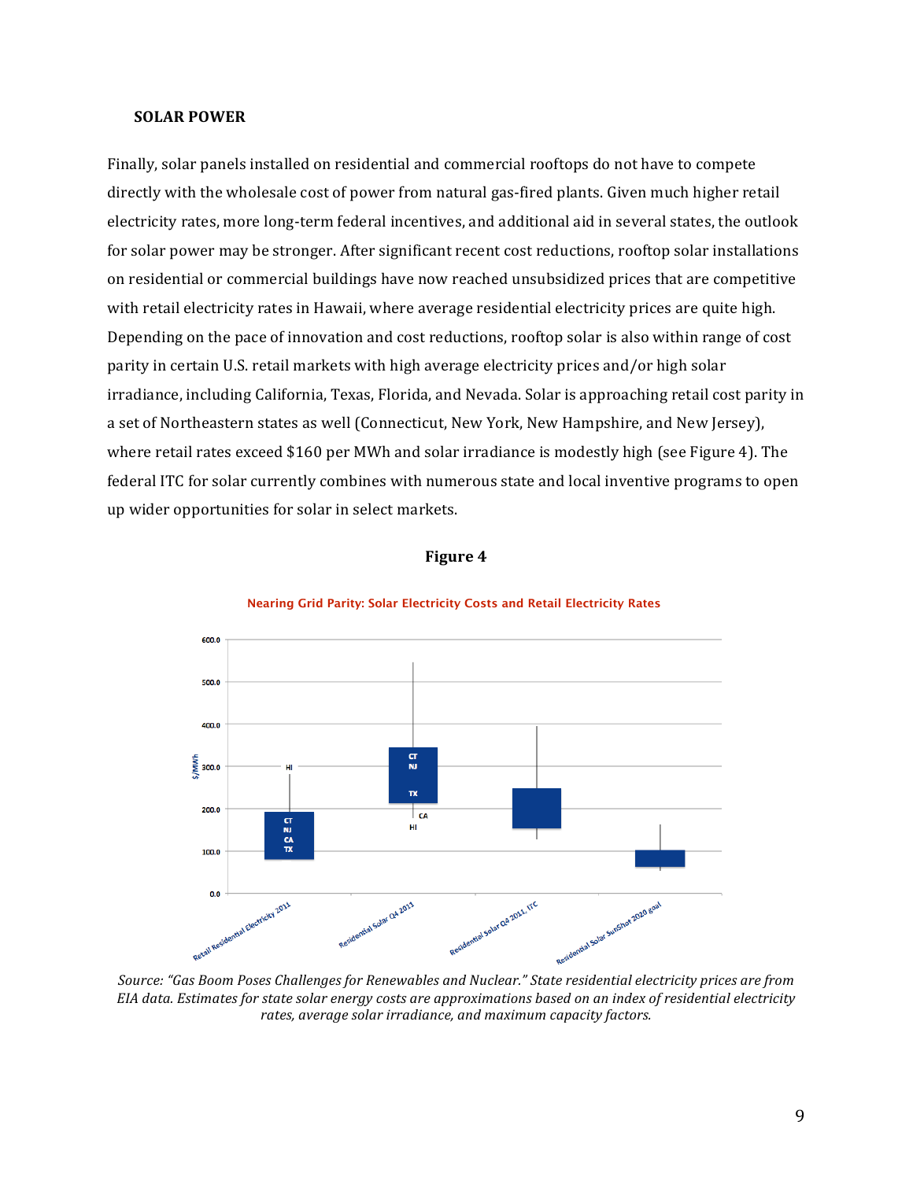## SOLAR POWER

Finally, solar panels installed on residential and commercial rooftops do not have to compete directly with the wholesale cost of power from natural gas-fired plants. Given much higher retail electricity rates, more long-term federal incentives, and additional aid in several states, the outlook for solar power may be stronger. After significant recent cost reductions, rooftop solar installations on residential or commercial buildings have now reached unsubsidized prices that are competitive with retail electricity rates in Hawaii, where average residential electricity prices are quite high. Depending on the pace of innovation and cost reductions, rooftop solar is also within range of cost parity in certain U.S. retail markets with high average electricity prices and/or high solar irradiance, including California, Texas, Florida, and Nevada. Solar is approaching retail cost parity in a set of Northeastern states as well (Connecticut, New York, New Hampshire, and New Jersey), where retail rates exceed $160 per MWh and solar irradiance is modestly high (see Figure 4). The federal ITC for solar currently combines with numerous state and local inventive programs to open up wider opportunities for solar in select markets.

**Figure 4**

Nearing Grid Parity: Solar Electricity Costs and Retail Electricity Rates

*Source: "Gas Boom Poses Challenges for Renewables and Nuclear." State residential electricity prices are from EIA data. Estimates for state solar energy costs are approximations based on an index of residential electricity rates, average solar irradiance, and maximum capacity factors.*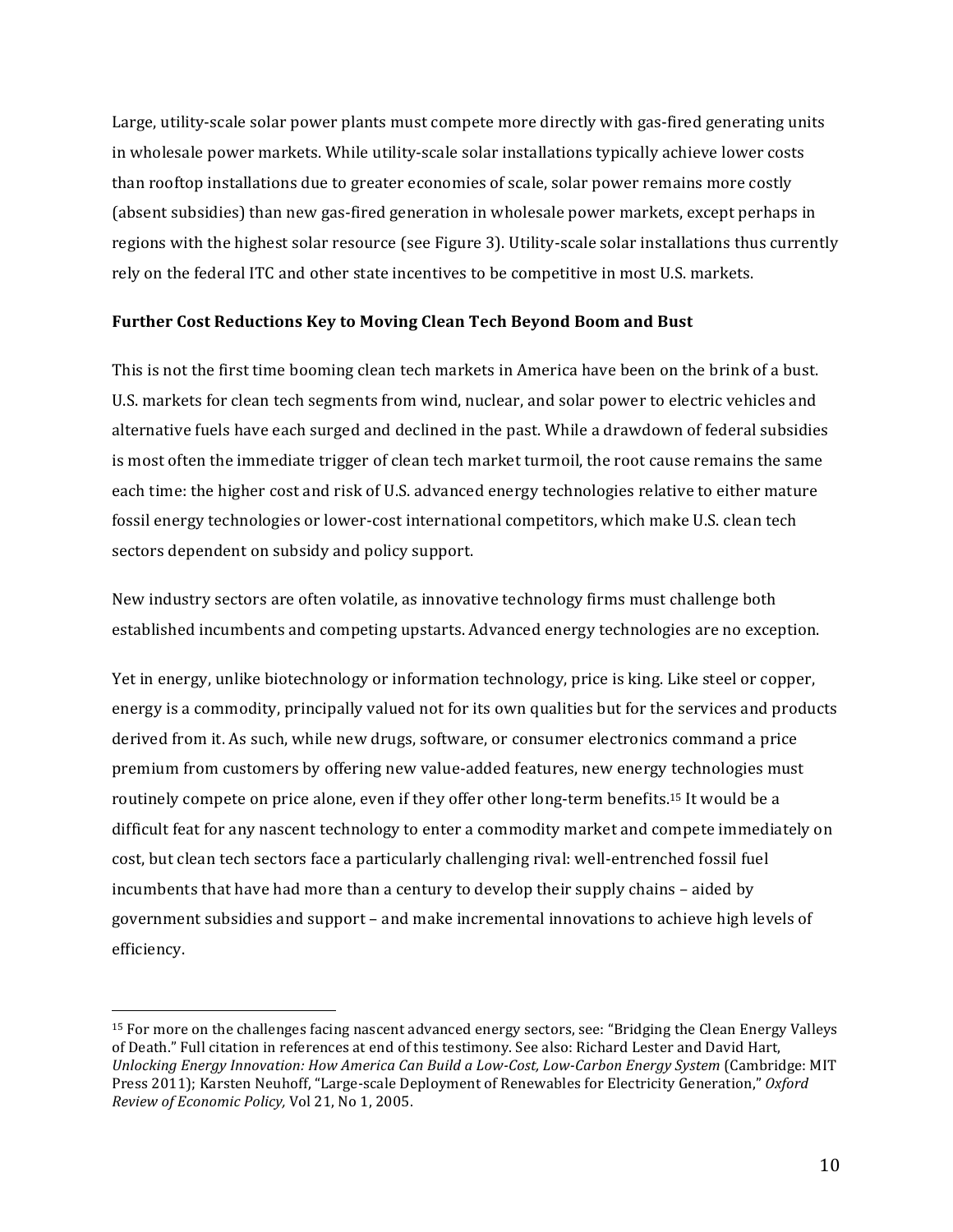Large, utility-scale solar power plants must compete more directly with gas-fired generating units in wholesale power markets. While utility-scale solar installations typically achieve lower costs than rooftop installations due to greater economies of scale, solar power remains more costly (absent subsidies) than new gas-fired generation in wholesale power markets, except perhaps in regions with the highest solar resource (see Figure 3). Utility-scale solar installations thus currently rely on the federal ITC and other state incentives to be competitive in most U.S. markets.

**Further Cost Reductions Key to Moving Clean Tech Beyond Boom and Bust**

This is not the first time booming clean tech markets in America have been on the brink of a bust. U.S. markets for clean tech segments from wind, nuclear, and solar power to electric vehicles and alternative fuels have each surged and declined in the past. While a drawdown of federal subsidies is most often the immediate trigger of clean tech market turmoil, the root cause remains the same each time: the higher cost and risk of U.S. advanced energy technologies relative to either mature fossil energy technologies or lower-cost international competitors, which make U.S. clean tech sectors dependent on subsidy and policy support.

New industry sectors are often volatile, as innovative technology firms must challenge both established incumbents and competing upstarts. Advanced energy technologies are no exception.

Yet in energy, unlike biotechnology or information technology, price is king. Like steel or copper, energy is a commodity, principally valued not for its own qualities but for the services and products derived from it. As such, while new drugs, software, or consumer electronics command a price premium from customers by offering new value-added features, new energy technologies must routinely compete on price alone, even if they offer other long-term benefits.[15] It would be a difficult feat for any nascent technology to enter a commodity market and compete immediately on cost, but clean tech sectors face a particularly challenging rival: well-entrenched fossil fuel incumbents that have had more than a century to develop their supply chains – aided by government subsidies and support – and make incremental innovations to achieve high levels of efficiency.

---

[15] For more on the challenges facing nascent advanced energy sectors, see: "Bridging the Clean Energy Valleys of Death." Full citation in references at end of this testimony. See also: Richard Lester and David Hart, *Unlocking Energy Innovation: How America Can Build a Low-Cost, Low-Carbon Energy System* (Cambridge: MIT Press 2011); Karsten Neuhoff, "Large-scale Deployment of Renewables for Electricity Generation," *Oxford Review of Economic Policy,* Vol 21, No 1, 2005.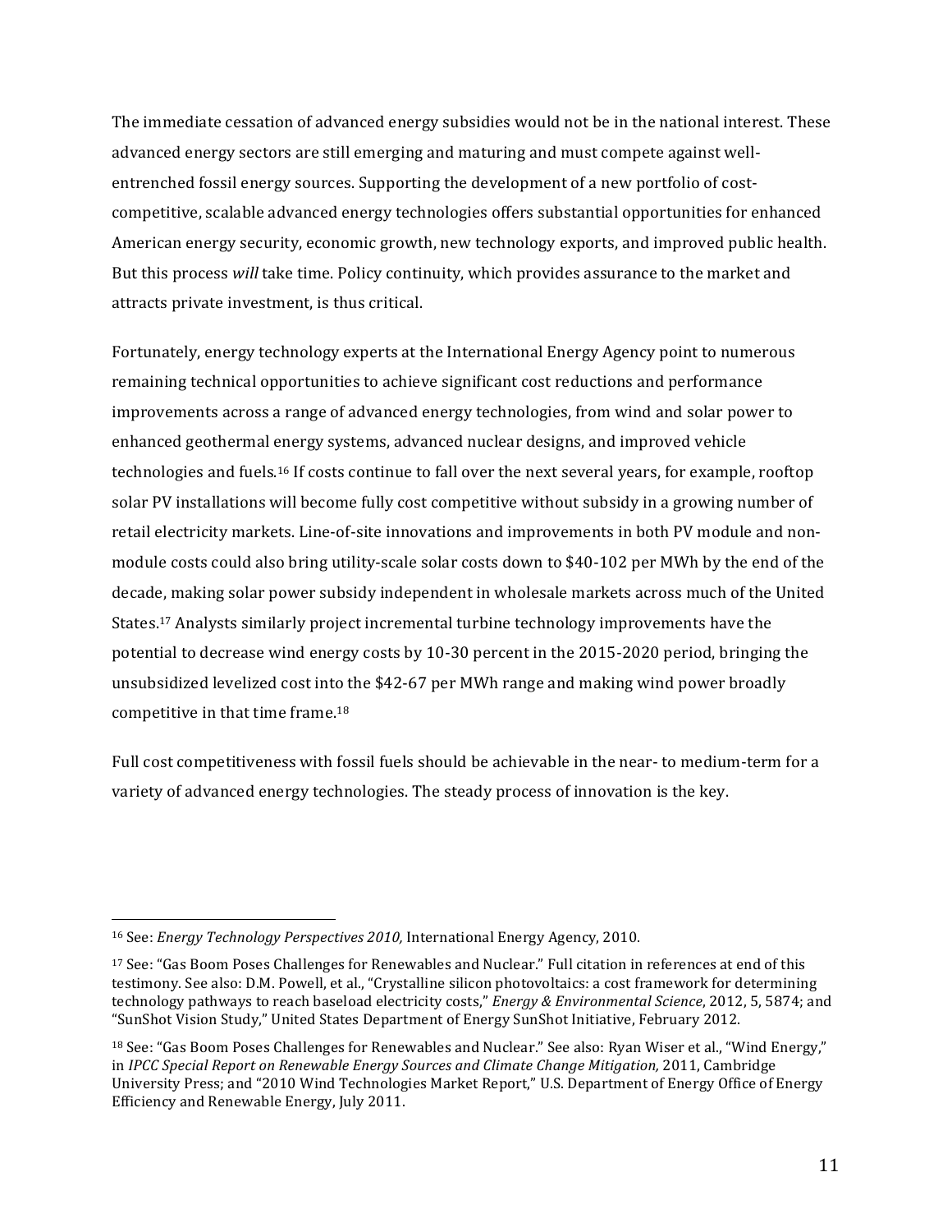The immediate cessation of advanced energy subsidies would not be in the national interest. These advanced energy sectors are still emerging and maturing and must compete against well-entrenched fossil energy sources. Supporting the development of a new portfolio of cost-competitive, scalable advanced energy technologies offers substantial opportunities for enhanced American energy security, economic growth, new technology exports, and improved public health. But this process *will* take time. Policy continuity, which provides assurance to the market and attracts private investment, is thus critical.

Fortunately, energy technology experts at the International Energy Agency point to numerous remaining technical opportunities to achieve significant cost reductions and performance improvements across a range of advanced energy technologies, from wind and solar power to enhanced geothermal energy systems, advanced nuclear designs, and improved vehicle technologies and fuels.[16] If costs continue to fall over the next several years, for example, rooftop solar PV installations will become fully cost competitive without subsidy in a growing number of retail electricity markets. Line-of-site innovations and improvements in both PV module and non-module costs could also bring utility-scale solar costs down to $40-102 per MWh by the end of the decade, making solar power subsidy independent in wholesale markets across much of the United States.[17] Analysts similarly project incremental turbine technology improvements have the potential to decrease wind energy costs by 10-30 percent in the 2015-2020 period, bringing the unsubsidized levelized cost into the $42-67 per MWh range and making wind power broadly competitive in that time frame.[18]

Full cost competitiveness with fossil fuels should be achievable in the near- to medium-term for a variety of advanced energy technologies. The steady process of innovation is the key.

---

[16] See: *Energy Technology Perspectives 2010,* International Energy Agency, 2010.

[17] See: "Gas Boom Poses Challenges for Renewables and Nuclear." Full citation in references at end of this testimony. See also: D.M. Powell, et al., "Crystalline silicon photovoltaics: a cost framework for determining technology pathways to reach baseload electricity costs," *Energy & Environmental Science*, 2012, 5, 5874; and "SunShot Vision Study," United States Department of Energy SunShot Initiative, February 2012.

[18] See: "Gas Boom Poses Challenges for Renewables and Nuclear." See also: Ryan Wiser et al., "Wind Energy," in *IPCC Special Report on Renewable Energy Sources and Climate Change Mitigation,* 2011, Cambridge University Press; and "2010 Wind Technologies Market Report," U.S. Department of Energy Office of Energy Efficiency and Renewable Energy, July 2011.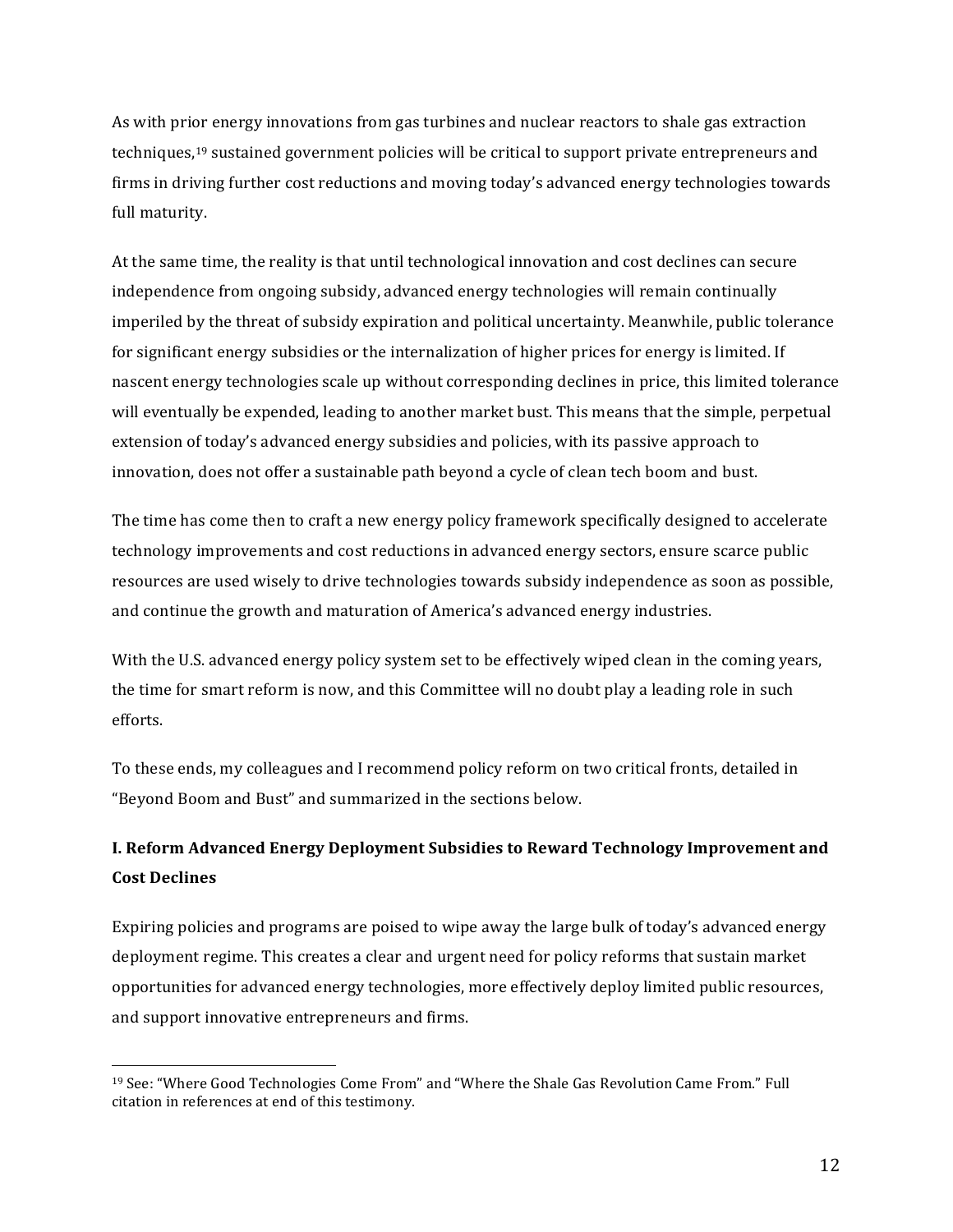As with prior energy innovations from gas turbines and nuclear reactors to shale gas extraction techniques,[19] sustained government policies will be critical to support private entrepreneurs and firms in driving further cost reductions and moving today's advanced energy technologies towards full maturity.

At the same time, the reality is that until technological innovation and cost declines can secure independence from ongoing subsidy, advanced energy technologies will remain continually imperiled by the threat of subsidy expiration and political uncertainty. Meanwhile, public tolerance for significant energy subsidies or the internalization of higher prices for energy is limited. If nascent energy technologies scale up without corresponding declines in price, this limited tolerance will eventually be expended, leading to another market bust. This means that the simple, perpetual extension of today's advanced energy subsidies and policies, with its passive approach to innovation, does not offer a sustainable path beyond a cycle of clean tech boom and bust.

The time has come then to craft a new energy policy framework specifically designed to accelerate technology improvements and cost reductions in advanced energy sectors, ensure scarce public resources are used wisely to drive technologies towards subsidy independence as soon as possible, and continue the growth and maturation of America's advanced energy industries.

With the U.S. advanced energy policy system set to be effectively wiped clean in the coming years, the time for smart reform is now, and this Committee will no doubt play a leading role in such efforts.

To these ends, my colleagues and I recommend policy reform on two critical fronts, detailed in "Beyond Boom and Bust" and summarized in the sections below.

## I. Reform Advanced Energy Deployment Subsidies to Reward Technology Improvement and Cost Declines

Expiring policies and programs are poised to wipe away the large bulk of today's advanced energy deployment regime. This creates a clear and urgent need for policy reforms that sustain market opportunities for advanced energy technologies, more effectively deploy limited public resources, and support innovative entrepreneurs and firms.

---

[19] See: "Where Good Technologies Come From" and "Where the Shale Gas Revolution Came From." Full citation in references at end of this testimony.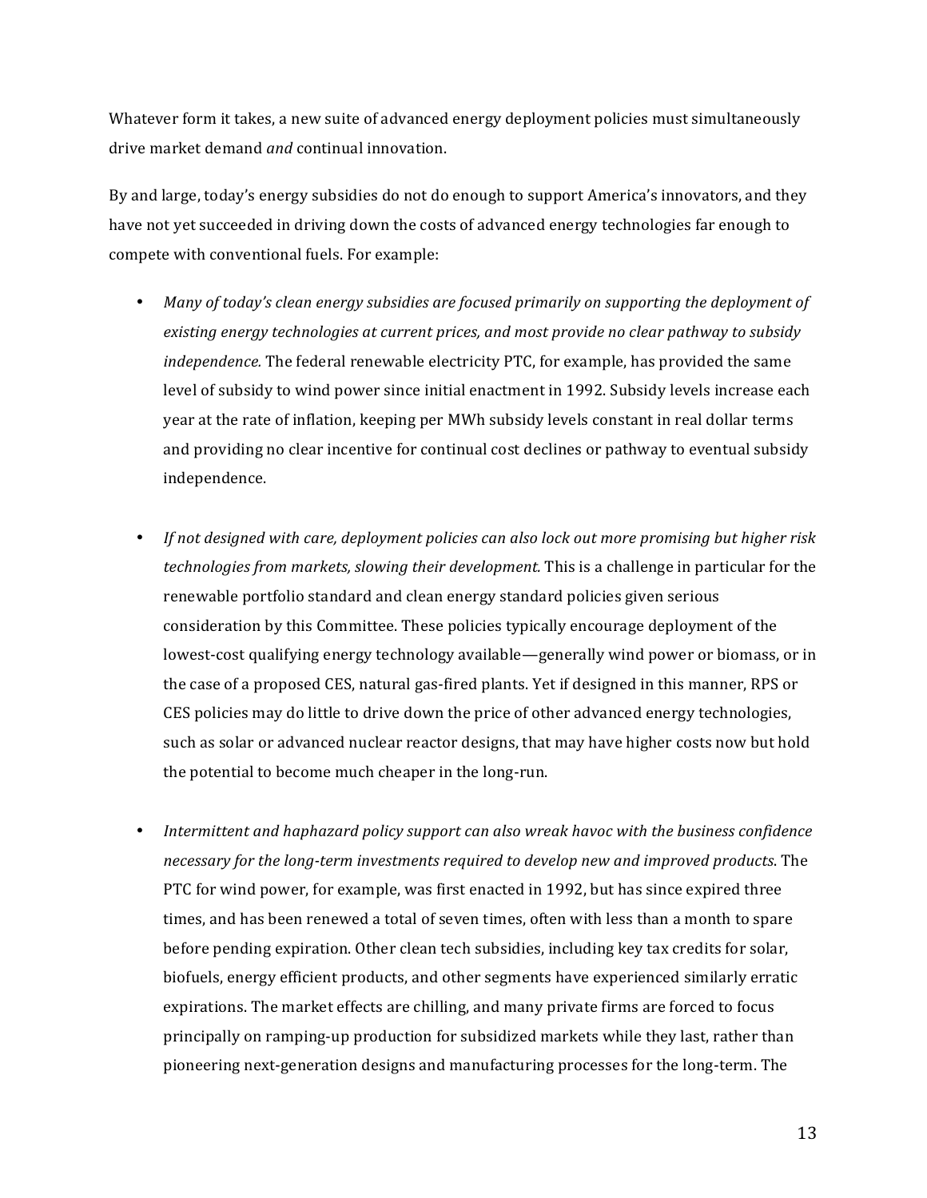Whatever form it takes, a new suite of advanced energy deployment policies must simultaneously drive market demand *and* continual innovation.

By and large, today's energy subsidies do not do enough to support America's innovators, and they have not yet succeeded in driving down the costs of advanced energy technologies far enough to compete with conventional fuels. For example:

- *Many of today's clean energy subsidies are focused primarily on supporting the deployment of existing energy technologies at current prices, and most provide no clear pathway to subsidy independence.* The federal renewable electricity PTC, for example, has provided the same level of subsidy to wind power since initial enactment in 1992. Subsidy levels increase each year at the rate of inflation, keeping per MWh subsidy levels constant in real dollar terms and providing no clear incentive for continual cost declines or pathway to eventual subsidy independence.

- *If not designed with care, deployment policies can also lock out more promising but higher risk technologies from markets, slowing their development.* This is a challenge in particular for the renewable portfolio standard and clean energy standard policies given serious consideration by this Committee. These policies typically encourage deployment of the lowest-cost qualifying energy technology available—generally wind power or biomass, or in the case of a proposed CES, natural gas-fired plants. Yet if designed in this manner, RPS or CES policies may do little to drive down the price of other advanced energy technologies, such as solar or advanced nuclear reactor designs, that may have higher costs now but hold the potential to become much cheaper in the long-run.

- *Intermittent and haphazard policy support can also wreak havoc with the business confidence necessary for the long-term investments required to develop new and improved products*. The PTC for wind power, for example, was first enacted in 1992, but has since expired three times, and has been renewed a total of seven times, often with less than a month to spare before pending expiration. Other clean tech subsidies, including key tax credits for solar, biofuels, energy efficient products, and other segments have experienced similarly erratic expirations. The market effects are chilling, and many private firms are forced to focus principally on ramping-up production for subsidized markets while they last, rather than pioneering next-generation designs and manufacturing processes for the long-term. The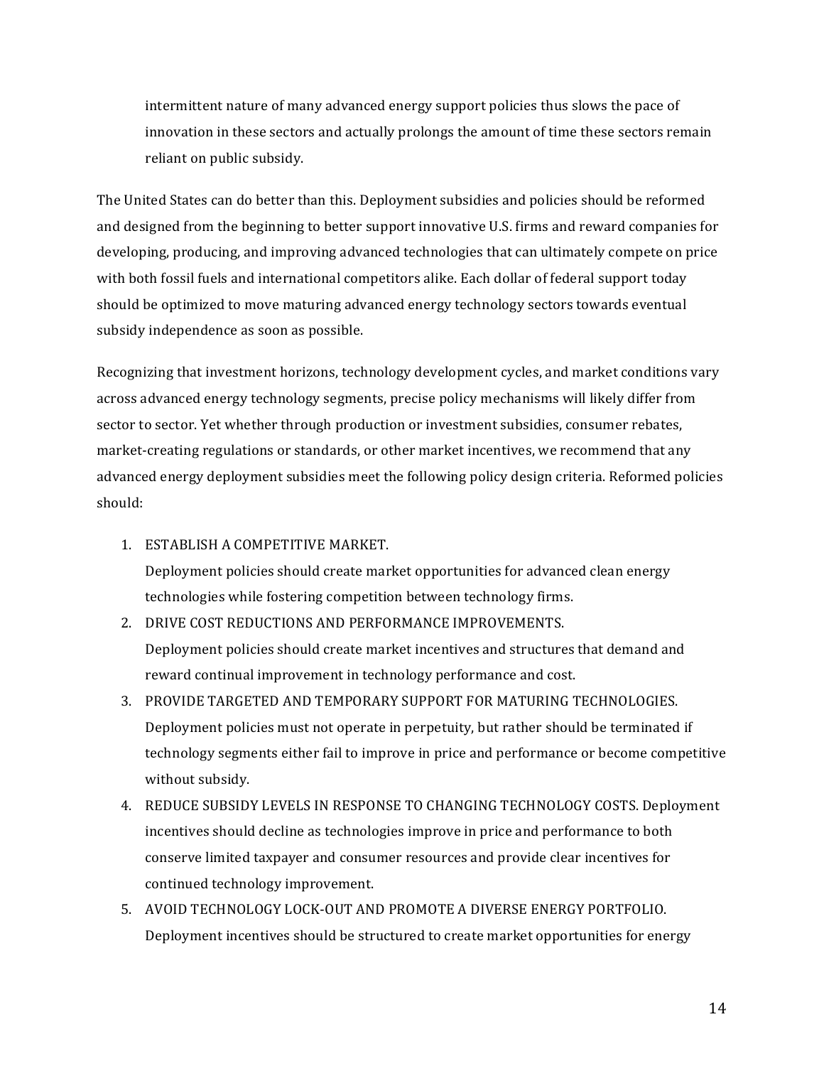intermittent nature of many advanced energy support policies thus slows the pace of innovation in these sectors and actually prolongs the amount of time these sectors remain reliant on public subsidy.

The United States can do better than this. Deployment subsidies and policies should be reformed and designed from the beginning to better support innovative U.S. firms and reward companies for developing, producing, and improving advanced technologies that can ultimately compete on price with both fossil fuels and international competitors alike. Each dollar of federal support today should be optimized to move maturing advanced energy technology sectors towards eventual subsidy independence as soon as possible.

Recognizing that investment horizons, technology development cycles, and market conditions vary across advanced energy technology segments, precise policy mechanisms will likely differ from sector to sector. Yet whether through production or investment subsidies, consumer rebates, market-creating regulations or standards, or other market incentives, we recommend that any advanced energy deployment subsidies meet the following policy design criteria. Reformed policies should:

1. ESTABLISH A COMPETITIVE MARKET.
   Deployment policies should create market opportunities for advanced clean energy technologies while fostering competition between technology firms.
2. DRIVE COST REDUCTIONS AND PERFORMANCE IMPROVEMENTS.
   Deployment policies should create market incentives and structures that demand and reward continual improvement in technology performance and cost.
3. PROVIDE TARGETED AND TEMPORARY SUPPORT FOR MATURING TECHNOLOGIES.
   Deployment policies must not operate in perpetuity, but rather should be terminated if technology segments either fail to improve in price and performance or become competitive without subsidy.
4. REDUCE SUBSIDY LEVELS IN RESPONSE TO CHANGING TECHNOLOGY COSTS. Deployment incentives should decline as technologies improve in price and performance to both conserve limited taxpayer and consumer resources and provide clear incentives for continued technology improvement.
5. AVOID TECHNOLOGY LOCK-OUT AND PROMOTE A DIVERSE ENERGY PORTFOLIO.
   Deployment incentives should be structured to create market opportunities for energy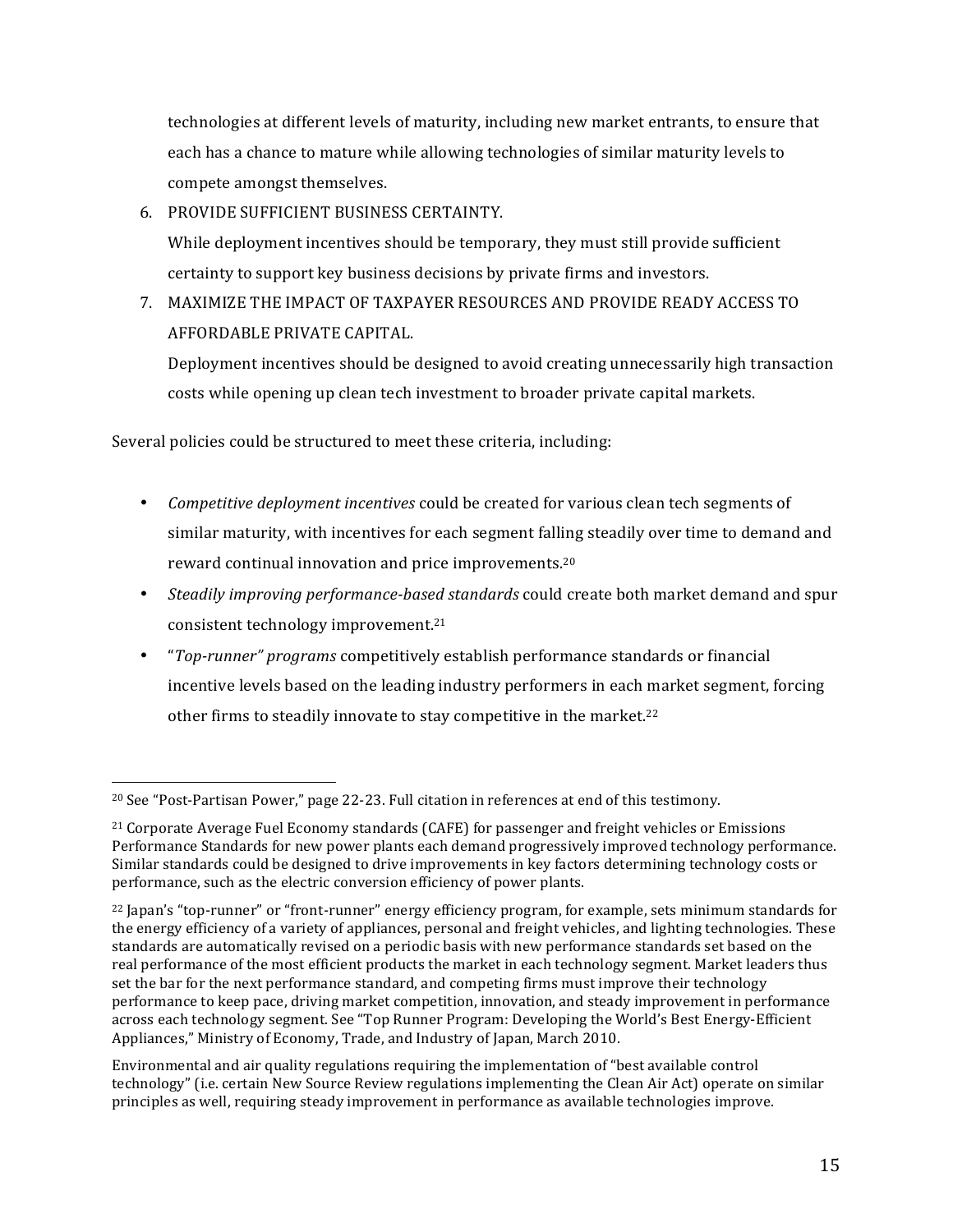technologies at different levels of maturity, including new market entrants, to ensure that each has a chance to mature while allowing technologies of similar maturity levels to compete amongst themselves.

6. PROVIDE SUFFICIENT BUSINESS CERTAINTY.
   While deployment incentives should be temporary, they must still provide sufficient certainty to support key business decisions by private firms and investors.
7. MAXIMIZE THE IMPACT OF TAXPAYER RESOURCES AND PROVIDE READY ACCESS TO AFFORDABLE PRIVATE CAPITAL.
   Deployment incentives should be designed to avoid creating unnecessarily high transaction costs while opening up clean tech investment to broader private capital markets.

Several policies could be structured to meet these criteria, including:

- *Competitive deployment incentives* could be created for various clean tech segments of similar maturity, with incentives for each segment falling steadily over time to demand and reward continual innovation and price improvements.[20]
- *Steadily improving performance-based standards* could create both market demand and spur consistent technology improvement.[21]
- "*Top-runner" programs* competitively establish performance standards or financial incentive levels based on the leading industry performers in each market segment, forcing other firms to steadily innovate to stay competitive in the market.[22]

---

[20] See "Post-Partisan Power," page 22-23. Full citation in references at end of this testimony.

[21] Corporate Average Fuel Economy standards (CAFE) for passenger and freight vehicles or Emissions Performance Standards for new power plants each demand progressively improved technology performance. Similar standards could be designed to drive improvements in key factors determining technology costs or performance, such as the electric conversion efficiency of power plants.

[22] Japan's "top-runner" or "front-runner" energy efficiency program, for example, sets minimum standards for the energy efficiency of a variety of appliances, personal and freight vehicles, and lighting technologies. These standards are automatically revised on a periodic basis with new performance standards set based on the real performance of the most efficient products the market in each technology segment. Market leaders thus set the bar for the next performance standard, and competing firms must improve their technology performance to keep pace, driving market competition, innovation, and steady improvement in performance across each technology segment. See "Top Runner Program: Developing the World's Best Energy-Efficient Appliances," Ministry of Economy, Trade, and Industry of Japan, March 2010.

Environmental and air quality regulations requiring the implementation of "best available control technology" (i.e. certain New Source Review regulations implementing the Clean Air Act) operate on similar principles as well, requiring steady improvement in performance as available technologies improve.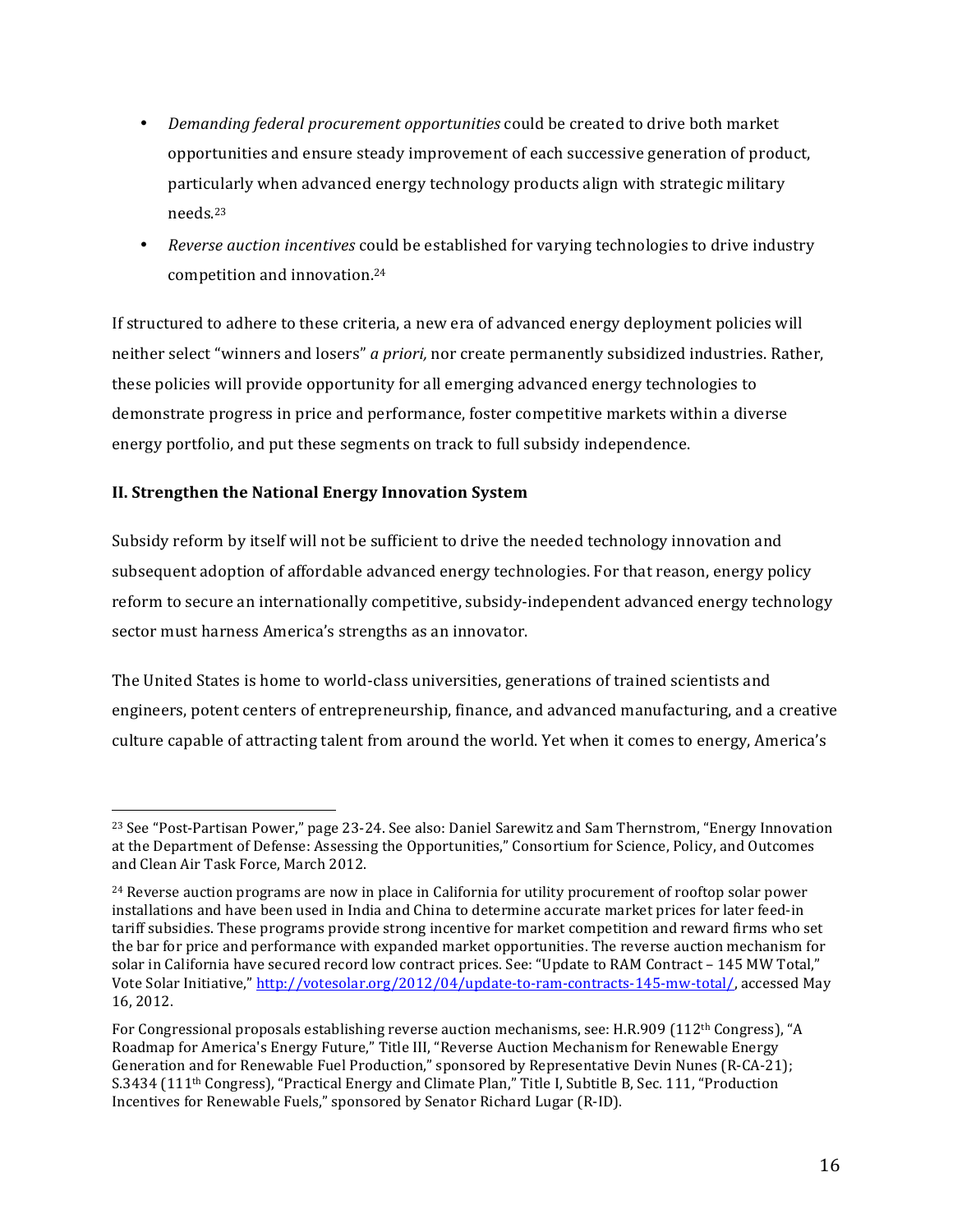- *Demanding federal procurement opportunities* could be created to drive both market opportunities and ensure steady improvement of each successive generation of product, particularly when advanced energy technology products align with strategic military needs.[23]
- *Reverse auction incentives* could be established for varying technologies to drive industry competition and innovation.[24]

If structured to adhere to these criteria, a new era of advanced energy deployment policies will neither select "winners and losers" *a priori,* nor create permanently subsidized industries. Rather, these policies will provide opportunity for all emerging advanced energy technologies to demonstrate progress in price and performance, foster competitive markets within a diverse energy portfolio, and put these segments on track to full subsidy independence.

## II. Strengthen the National Energy Innovation System

Subsidy reform by itself will not be sufficient to drive the needed technology innovation and subsequent adoption of affordable advanced energy technologies. For that reason, energy policy reform to secure an internationally competitive, subsidy-independent advanced energy technology sector must harness America's strengths as an innovator.

The United States is home to world-class universities, generations of trained scientists and engineers, potent centers of entrepreneurship, finance, and advanced manufacturing, and a creative culture capable of attracting talent from around the world. Yet when it comes to energy, America's

---

[23] See "Post-Partisan Power," page 23-24. See also: Daniel Sarewitz and Sam Thernstrom, "Energy Innovation at the Department of Defense: Assessing the Opportunities," Consortium for Science, Policy, and Outcomes and Clean Air Task Force, March 2012.

[24] Reverse auction programs are now in place in California for utility procurement of rooftop solar power installations and have been used in India and China to determine accurate market prices for later feed-in tariff subsidies. These programs provide strong incentive for market competition and reward firms who set the bar for price and performance with expanded market opportunities. The reverse auction mechanism for solar in California have secured record low contract prices. See: "Update to RAM Contract – 145 MW Total," Vote Solar Initiative," http://votesolar.org/2012/04/update-to-ram-contracts-145-mw-total/, accessed May 16, 2012.

For Congressional proposals establishing reverse auction mechanisms, see: H.R.909 (112th Congress), "A Roadmap for America's Energy Future," Title III, "Reverse Auction Mechanism for Renewable Energy Generation and for Renewable Fuel Production," sponsored by Representative Devin Nunes (R-CA-21); S.3434 (111th Congress), "Practical Energy and Climate Plan," Title I, Subtitle B, Sec. 111, "Production Incentives for Renewable Fuels," sponsored by Senator Richard Lugar (R-ID).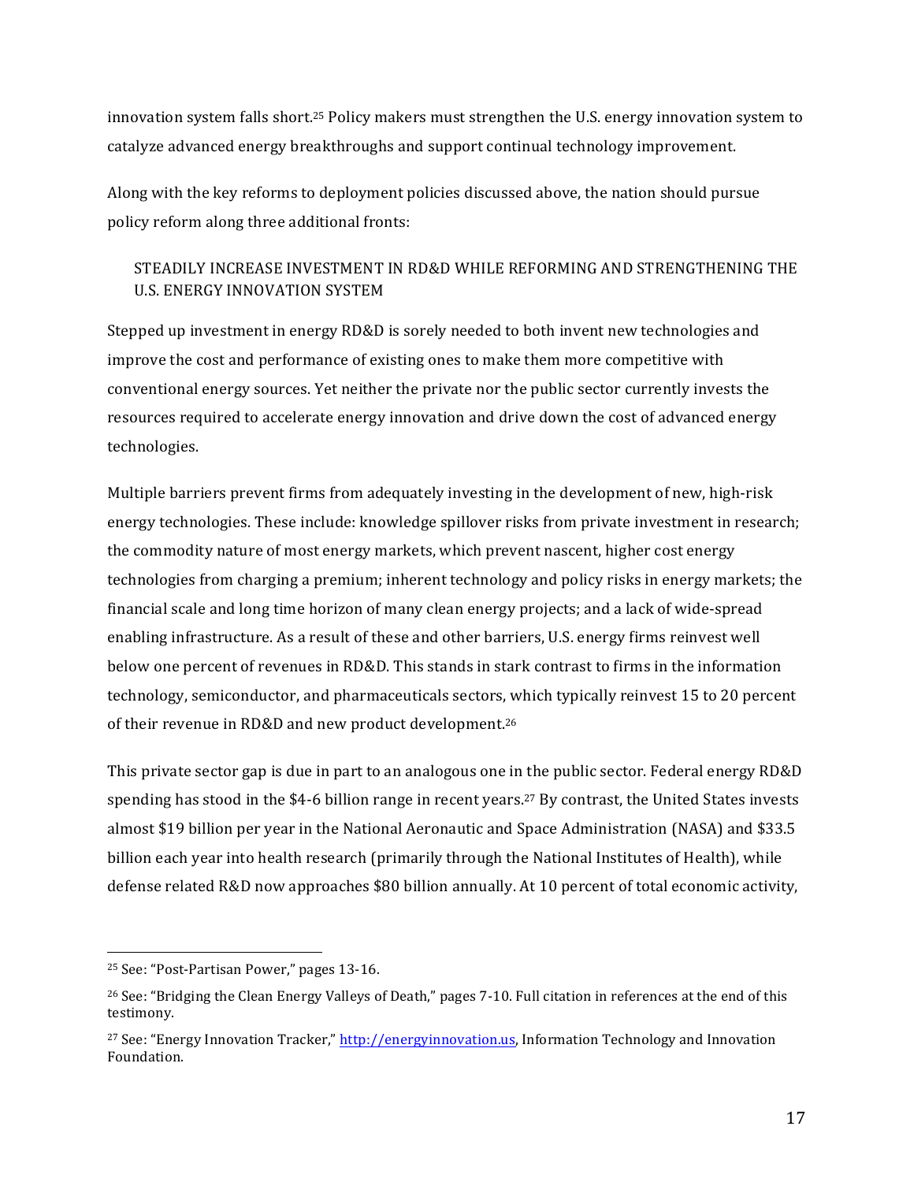innovation system falls short.[25] Policy makers must strengthen the U.S. energy innovation system to catalyze advanced energy breakthroughs and support continual technology improvement.

Along with the key reforms to deployment policies discussed above, the nation should pursue policy reform along three additional fronts:

### STEADILY INCREASE INVESTMENT IN RD&D WHILE REFORMING AND STRENGTHENING THE U.S. ENERGY INNOVATION SYSTEM

Stepped up investment in energy RD&D is sorely needed to both invent new technologies and improve the cost and performance of existing ones to make them more competitive with conventional energy sources. Yet neither the private nor the public sector currently invests the resources required to accelerate energy innovation and drive down the cost of advanced energy technologies.

Multiple barriers prevent firms from adequately investing in the development of new, high-risk energy technologies. These include: knowledge spillover risks from private investment in research; the commodity nature of most energy markets, which prevent nascent, higher cost energy technologies from charging a premium; inherent technology and policy risks in energy markets; the financial scale and long time horizon of many clean energy projects; and a lack of wide-spread enabling infrastructure. As a result of these and other barriers, U.S. energy firms reinvest well below one percent of revenues in RD&D. This stands in stark contrast to firms in the information technology, semiconductor, and pharmaceuticals sectors, which typically reinvest 15 to 20 percent of their revenue in RD&D and new product development.[26]

This private sector gap is due in part to an analogous one in the public sector. Federal energy RD&D spending has stood in the $4-6 billion range in recent years.[27] By contrast, the United States invests almost $19 billion per year in the National Aeronautic and Space Administration (NASA) and $33.5 billion each year into health research (primarily through the National Institutes of Health), while defense related R&D now approaches $80 billion annually. At 10 percent of total economic activity,

---

[25] See: "Post-Partisan Power," pages 13-16.

[26] See: "Bridging the Clean Energy Valleys of Death," pages 7-10. Full citation in references at the end of this testimony.

[27] See: "Energy Innovation Tracker," http://energyinnovation.us, Information Technology and Innovation Foundation.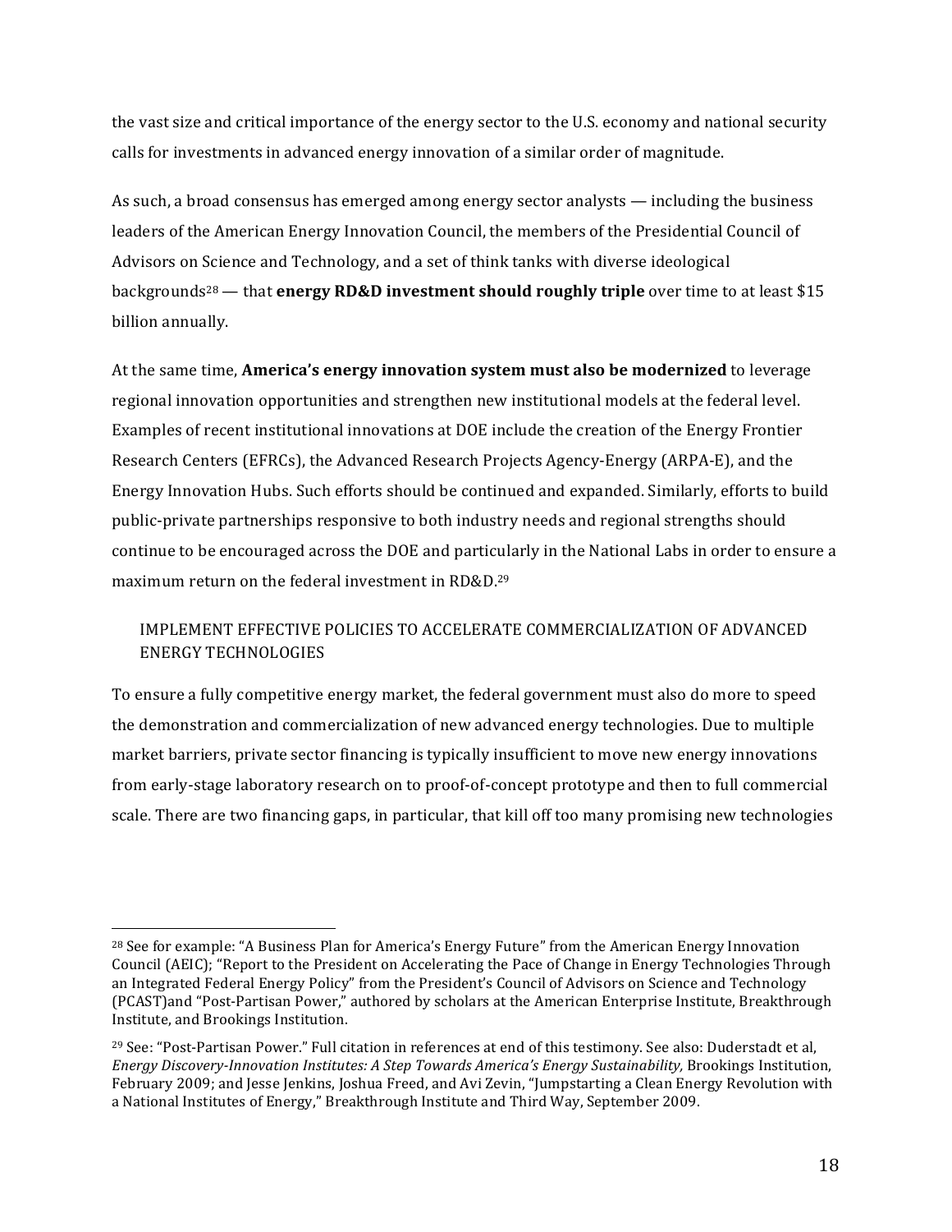the vast size and critical importance of the energy sector to the U.S. economy and national security calls for investments in advanced energy innovation of a similar order of magnitude.

As such, a broad consensus has emerged among energy sector analysts — including the business leaders of the American Energy Innovation Council, the members of the Presidential Council of Advisors on Science and Technology, and a set of think tanks with diverse ideological backgrounds[28] — that **energy RD&D investment should roughly triple** over time to at least $15 billion annually.

At the same time, **America's energy innovation system must also be modernized** to leverage regional innovation opportunities and strengthen new institutional models at the federal level. Examples of recent institutional innovations at DOE include the creation of the Energy Frontier Research Centers (EFRCs), the Advanced Research Projects Agency-Energy (ARPA-E), and the Energy Innovation Hubs. Such efforts should be continued and expanded. Similarly, efforts to build public-private partnerships responsive to both industry needs and regional strengths should continue to be encouraged across the DOE and particularly in the National Labs in order to ensure a maximum return on the federal investment in RD&D.[29]

### IMPLEMENT EFFECTIVE POLICIES TO ACCELERATE COMMERCIALIZATION OF ADVANCED ENERGY TECHNOLOGIES

To ensure a fully competitive energy market, the federal government must also do more to speed the demonstration and commercialization of new advanced energy technologies. Due to multiple market barriers, private sector financing is typically insufficient to move new energy innovations from early-stage laboratory research on to proof-of-concept prototype and then to full commercial scale. There are two financing gaps, in particular, that kill off too many promising new technologies

---

[28] See for example: "A Business Plan for America's Energy Future" from the American Energy Innovation Council (AEIC); "Report to the President on Accelerating the Pace of Change in Energy Technologies Through an Integrated Federal Energy Policy" from the President's Council of Advisors on Science and Technology (PCAST)and "Post-Partisan Power," authored by scholars at the American Enterprise Institute, Breakthrough Institute, and Brookings Institution.

[29] See: "Post-Partisan Power." Full citation in references at end of this testimony. See also: Duderstadt et al, *Energy Discovery-Innovation Institutes: A Step Towards America's Energy Sustainability,* Brookings Institution, February 2009; and Jesse Jenkins, Joshua Freed, and Avi Zevin, "Jumpstarting a Clean Energy Revolution with a National Institutes of Energy," Breakthrough Institute and Third Way, September 2009.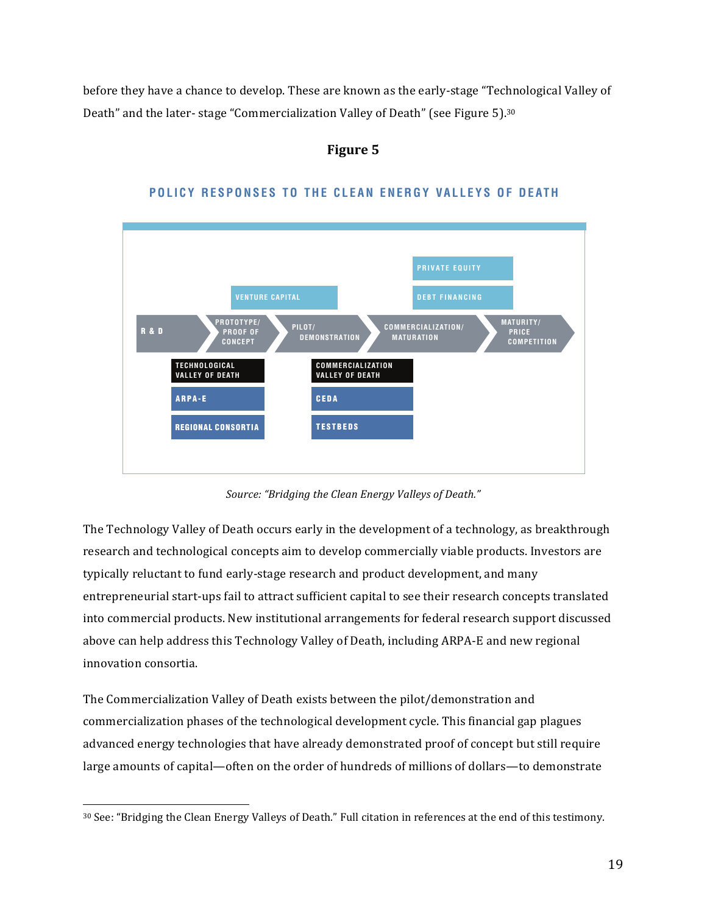before they have a chance to develop. These are known as the early-stage "Technological Valley of Death" and the later- stage "Commercialization Valley of Death" (see Figure 5).[30]

**Figure 5**

**POLICY RESPONSES TO THE CLEAN ENERGY VALLEYS OF DEATH**

PRIVATE EQUITY

VENTURE CAPITAL

DEBT FINANCING

R & D → PROTOTYPE/ PROOF OF CONCEPT → PILOT/ DEMONSTRATION → COMMERCIALIZATION/ MATURATION → MATURITY/ PRICE COMPETITION

TECHNOLOGICAL VALLEY OF DEATH

ARPA-E

REGIONAL CONSORTIA

COMMERCIALIZATION VALLEY OF DEATH

CEDA

TESTBEDS

*Source: "Bridging the Clean Energy Valleys of Death."*

The Technology Valley of Death occurs early in the development of a technology, as breakthrough research and technological concepts aim to develop commercially viable products. Investors are typically reluctant to fund early-stage research and product development, and many entrepreneurial start-ups fail to attract sufficient capital to see their research concepts translated into commercial products. New institutional arrangements for federal research support discussed above can help address this Technology Valley of Death, including ARPA-E and new regional innovation consortia.

The Commercialization Valley of Death exists between the pilot/demonstration and commercialization phases of the technological development cycle. This financial gap plagues advanced energy technologies that have already demonstrated proof of concept but still require large amounts of capital—often on the order of hundreds of millions of dollars—to demonstrate

[30] See: "Bridging the Clean Energy Valleys of Death." Full citation in references at the end of this testimony.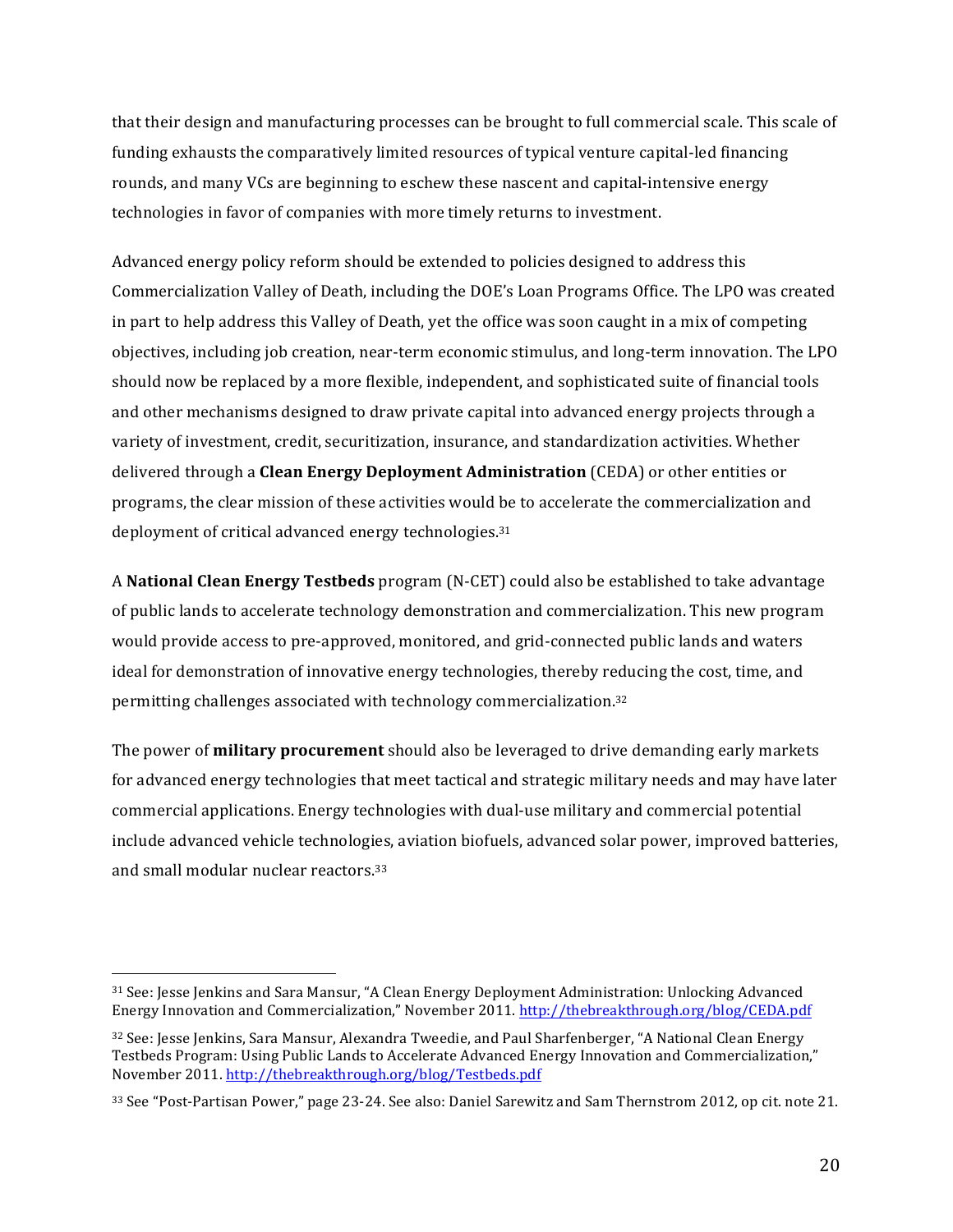that their design and manufacturing processes can be brought to full commercial scale. This scale of funding exhausts the comparatively limited resources of typical venture capital-led financing rounds, and many VCs are beginning to eschew these nascent and capital-intensive energy technologies in favor of companies with more timely returns to investment.

Advanced energy policy reform should be extended to policies designed to address this Commercialization Valley of Death, including the DOE's Loan Programs Office. The LPO was created in part to help address this Valley of Death, yet the office was soon caught in a mix of competing objectives, including job creation, near-term economic stimulus, and long-term innovation. The LPO should now be replaced by a more flexible, independent, and sophisticated suite of financial tools and other mechanisms designed to draw private capital into advanced energy projects through a variety of investment, credit, securitization, insurance, and standardization activities. Whether delivered through a **Clean Energy Deployment Administration** (CEDA) or other entities or programs, the clear mission of these activities would be to accelerate the commercialization and deployment of critical advanced energy technologies.[31]

A **National Clean Energy Testbeds** program (N-CET) could also be established to take advantage of public lands to accelerate technology demonstration and commercialization. This new program would provide access to pre-approved, monitored, and grid-connected public lands and waters ideal for demonstration of innovative energy technologies, thereby reducing the cost, time, and permitting challenges associated with technology commercialization.[32]

The power of **military procurement** should also be leveraged to drive demanding early markets for advanced energy technologies that meet tactical and strategic military needs and may have later commercial applications. Energy technologies with dual-use military and commercial potential include advanced vehicle technologies, aviation biofuels, advanced solar power, improved batteries, and small modular nuclear reactors.[33]

---

[31] See: Jesse Jenkins and Sara Mansur, "A Clean Energy Deployment Administration: Unlocking Advanced Energy Innovation and Commercialization," November 2011. http://thebreakthrough.org/blog/CEDA.pdf

[32] See: Jesse Jenkins, Sara Mansur, Alexandra Tweedie, and Paul Sharfenberger, "A National Clean Energy Testbeds Program: Using Public Lands to Accelerate Advanced Energy Innovation and Commercialization," November 2011. http://thebreakthrough.org/blog/Testbeds.pdf

[33] See "Post-Partisan Power," page 23-24. See also: Daniel Sarewitz and Sam Thernstrom 2012, op cit. note 21.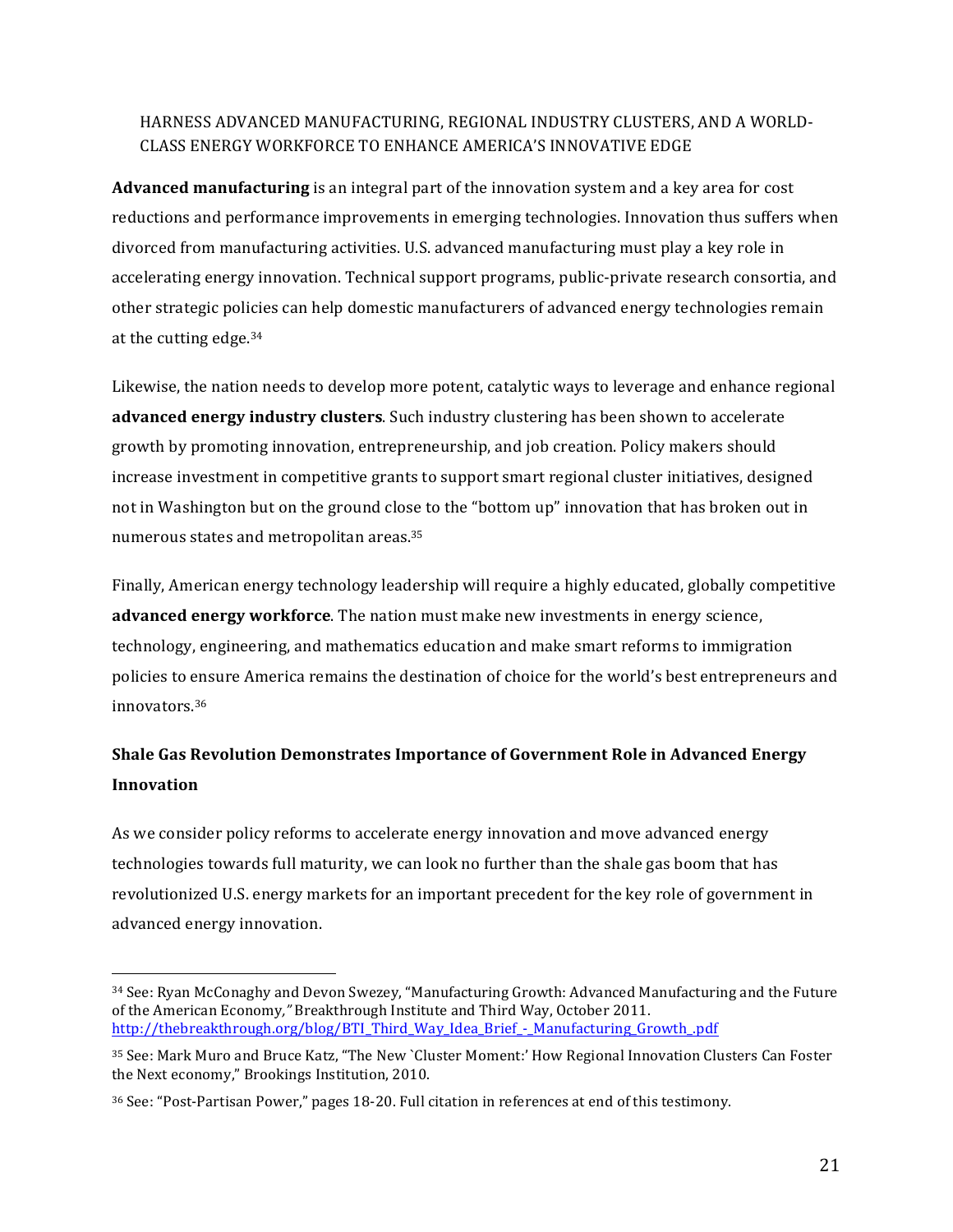HARNESS ADVANCED MANUFACTURING, REGIONAL INDUSTRY CLUSTERS, AND A WORLD-CLASS ENERGY WORKFORCE TO ENHANCE AMERICA'S INNOVATIVE EDGE

**Advanced manufacturing** is an integral part of the innovation system and a key area for cost reductions and performance improvements in emerging technologies. Innovation thus suffers when divorced from manufacturing activities. U.S. advanced manufacturing must play a key role in accelerating energy innovation. Technical support programs, public-private research consortia, and other strategic policies can help domestic manufacturers of advanced energy technologies remain at the cutting edge.[34]

Likewise, the nation needs to develop more potent, catalytic ways to leverage and enhance regional **advanced energy industry clusters**. Such industry clustering has been shown to accelerate growth by promoting innovation, entrepreneurship, and job creation. Policy makers should increase investment in competitive grants to support smart regional cluster initiatives, designed not in Washington but on the ground close to the "bottom up" innovation that has broken out in numerous states and metropolitan areas.[35]

Finally, American energy technology leadership will require a highly educated, globally competitive **advanced energy workforce**. The nation must make new investments in energy science, technology, engineering, and mathematics education and make smart reforms to immigration policies to ensure America remains the destination of choice for the world's best entrepreneurs and innovators.[36]

## Shale Gas Revolution Demonstrates Importance of Government Role in Advanced Energy Innovation

As we consider policy reforms to accelerate energy innovation and move advanced energy technologies towards full maturity, we can look no further than the shale gas boom that has revolutionized U.S. energy markets for an important precedent for the key role of government in advanced energy innovation.

---

[34] See: Ryan McConaghy and Devon Swezey, "Manufacturing Growth: Advanced Manufacturing and the Future of the American Economy," Breakthrough Institute and Third Way, October 2011. http://thebreakthrough.org/blog/BTI_Third_Way_Idea_Brief_-_Manufacturing_Growth_.pdf

[35] See: Mark Muro and Bruce Katz, "The New `Cluster Moment:' How Regional Innovation Clusters Can Foster the Next economy," Brookings Institution, 2010.

[36] See: "Post-Partisan Power," pages 18-20. Full citation in references at end of this testimony.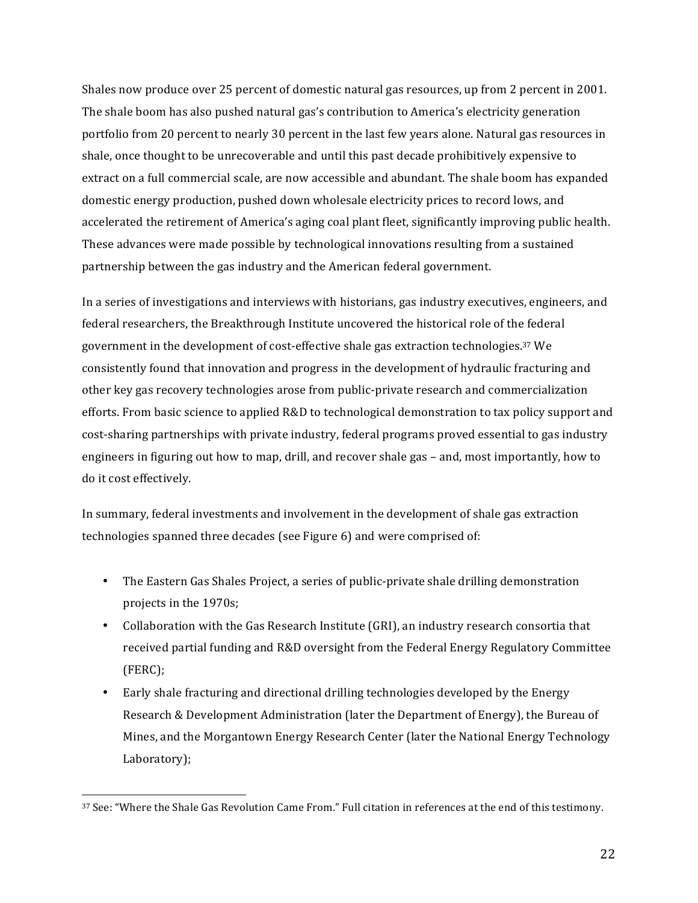Shales now produce over 25 percent of domestic natural gas resources, up from 2 percent in 2001. The shale boom has also pushed natural gas's contribution to America's electricity generation portfolio from 20 percent to nearly 30 percent in the last few years alone. Natural gas resources in shale, once thought to be unrecoverable and until this past decade prohibitively expensive to extract on a full commercial scale, are now accessible and abundant. The shale boom has expanded domestic energy production, pushed down wholesale electricity prices to record lows, and accelerated the retirement of America's aging coal plant fleet, significantly improving public health. These advances were made possible by technological innovations resulting from a sustained partnership between the gas industry and the American federal government.

In a series of investigations and interviews with historians, gas industry executives, engineers, and federal researchers, the Breakthrough Institute uncovered the historical role of the federal government in the development of cost-effective shale gas extraction technologies.[37] We consistently found that innovation and progress in the development of hydraulic fracturing and other key gas recovery technologies arose from public-private research and commercialization efforts. From basic science to applied R&D to technological demonstration to tax policy support and cost-sharing partnerships with private industry, federal programs proved essential to gas industry engineers in figuring out how to map, drill, and recover shale gas – and, most importantly, how to do it cost effectively.

In summary, federal investments and involvement in the development of shale gas extraction technologies spanned three decades (see Figure 6) and were comprised of:

- The Eastern Gas Shales Project, a series of public-private shale drilling demonstration projects in the 1970s;
- Collaboration with the Gas Research Institute (GRI), an industry research consortia that received partial funding and R&D oversight from the Federal Energy Regulatory Committee (FERC);
- Early shale fracturing and directional drilling technologies developed by the Energy Research & Development Administration (later the Department of Energy), the Bureau of Mines, and the Morgantown Energy Research Center (later the National Energy Technology Laboratory);

---

[37] See: "Where the Shale Gas Revolution Came From." Full citation in references at the end of this testimony.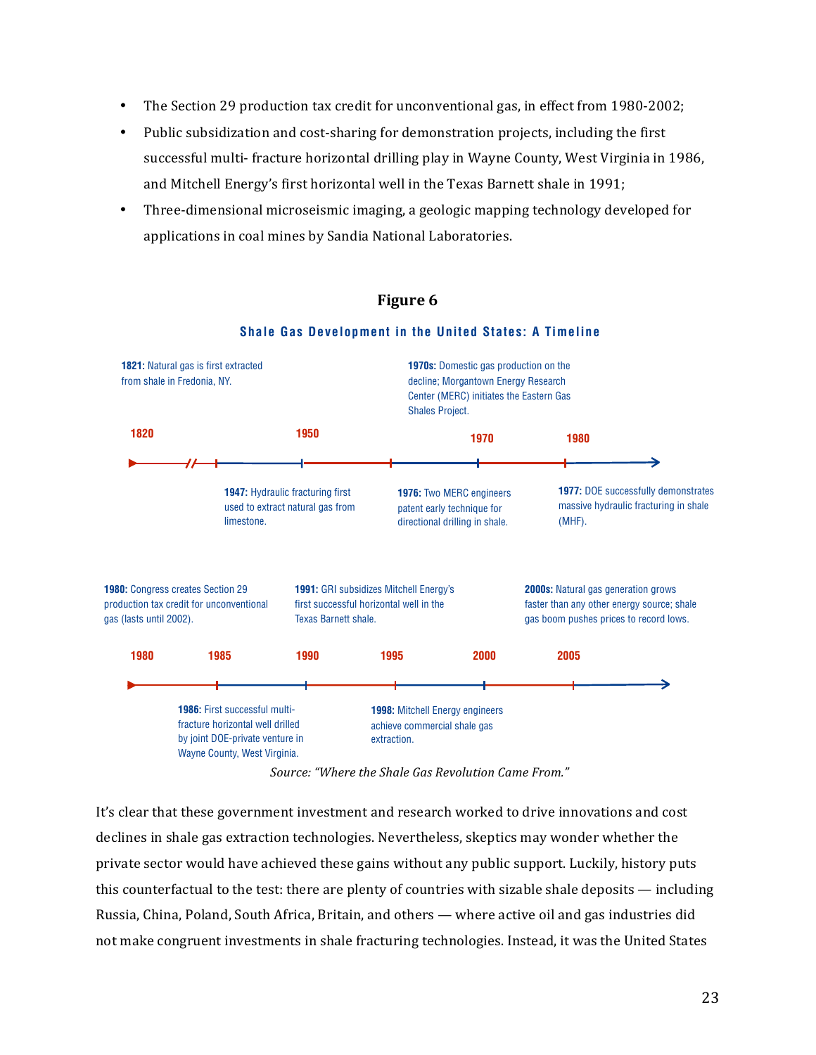- The Section 29 production tax credit for unconventional gas, in effect from 1980-2002;
- Public subsidization and cost-sharing for demonstration projects, including the first successful multi- fracture horizontal drilling play in Wayne County, West Virginia in 1986, and Mitchell Energy's first horizontal well in the Texas Barnett shale in 1991;
- Three-dimensional microseismic imaging, a geologic mapping technology developed for applications in coal mines by Sandia National Laboratories.

**Figure 6**

**Shale Gas Development in the United States: A Timeline**

**1821:** Natural gas is first extracted from shale in Fredonia, NY.

**1947:** Hydraulic fracturing first used to extract natural gas from limestone.

**1970s:** Domestic gas production on the decline; Morgantown Energy Research Center (MERC) initiates the Eastern Gas Shales Project.

**1976:** Two MERC engineers patent early technique for directional drilling in shale.

**1977:** DOE successfully demonstrates massive hydraulic fracturing in shale (MHF).

**1980:** Congress creates Section 29 production tax credit for unconventional gas (lasts until 2002).

**1986:** First successful multi-fracture horizontal well drilled by joint DOE-private venture in Wayne County, West Virginia.

**1991:** GRI subsidizes Mitchell Energy's first successful horizontal well in the Texas Barnett shale.

**1998:** Mitchell Energy engineers achieve commercial shale gas extraction.

**2000s:** Natural gas generation grows faster than any other energy source; shale gas boom pushes prices to record lows.

*Source: "Where the Shale Gas Revolution Came From."*

It's clear that these government investment and research worked to drive innovations and cost declines in shale gas extraction technologies. Nevertheless, skeptics may wonder whether the private sector would have achieved these gains without any public support. Luckily, history puts this counterfactual to the test: there are plenty of countries with sizable shale deposits — including Russia, China, Poland, South Africa, Britain, and others — where active oil and gas industries did not make congruent investments in shale fracturing technologies. Instead, it was the United States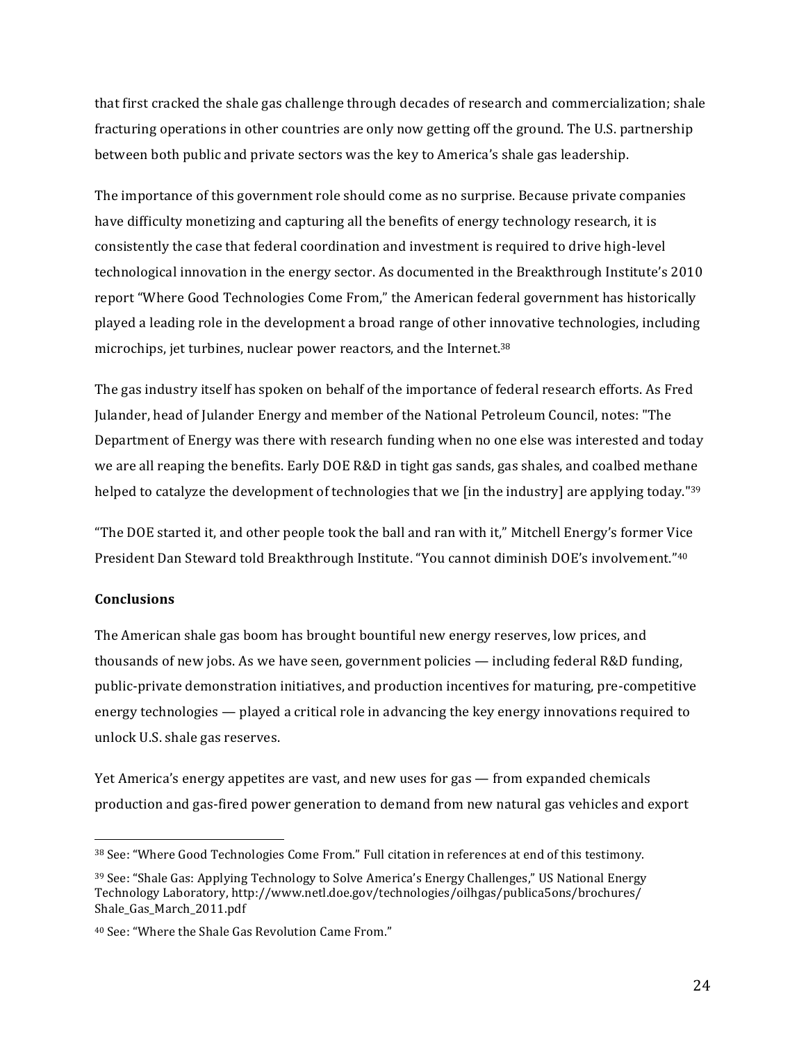that first cracked the shale gas challenge through decades of research and commercialization; shale fracturing operations in other countries are only now getting off the ground. The U.S. partnership between both public and private sectors was the key to America's shale gas leadership.

The importance of this government role should come as no surprise. Because private companies have difficulty monetizing and capturing all the benefits of energy technology research, it is consistently the case that federal coordination and investment is required to drive high-level technological innovation in the energy sector. As documented in the Breakthrough Institute's 2010 report "Where Good Technologies Come From," the American federal government has historically played a leading role in the development a broad range of other innovative technologies, including microchips, jet turbines, nuclear power reactors, and the Internet.[38]

The gas industry itself has spoken on behalf of the importance of federal research efforts. As Fred Julander, head of Julander Energy and member of the National Petroleum Council, notes: "The Department of Energy was there with research funding when no one else was interested and today we are all reaping the benefits. Early DOE R&D in tight gas sands, gas shales, and coalbed methane helped to catalyze the development of technologies that we [in the industry] are applying today."[39]

"The DOE started it, and other people took the ball and ran with it," Mitchell Energy's former Vice President Dan Steward told Breakthrough Institute. "You cannot diminish DOE's involvement."[40]

**Conclusions**

The American shale gas boom has brought bountiful new energy reserves, low prices, and thousands of new jobs. As we have seen, government policies — including federal R&D funding, public-private demonstration initiatives, and production incentives for maturing, pre-competitive energy technologies — played a critical role in advancing the key energy innovations required to unlock U.S. shale gas reserves.

Yet America's energy appetites are vast, and new uses for gas — from expanded chemicals production and gas-fired power generation to demand from new natural gas vehicles and export

---

[38] See: "Where Good Technologies Come From." Full citation in references at end of this testimony.

[39] See: "Shale Gas: Applying Technology to Solve America's Energy Challenges," US National Energy Technology Laboratory, http://www.netl.doe.gov/technologies/oilhgas/publica5ons/brochures/Shale_Gas_March_2011.pdf

[40] See: "Where the Shale Gas Revolution Came From."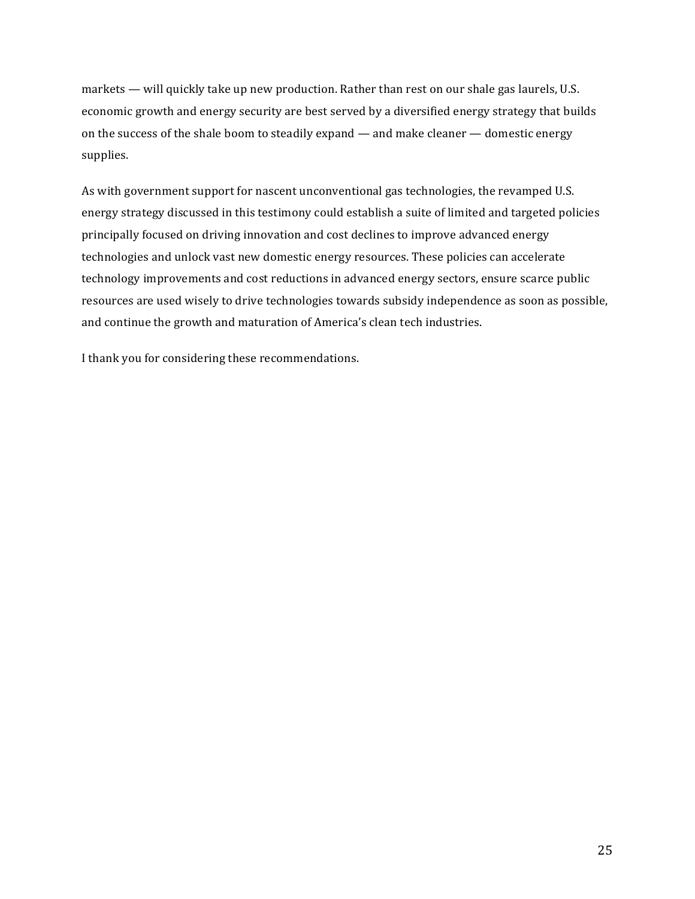markets — will quickly take up new production. Rather than rest on our shale gas laurels, U.S. economic growth and energy security are best served by a diversified energy strategy that builds on the success of the shale boom to steadily expand — and make cleaner — domestic energy supplies.

As with government support for nascent unconventional gas technologies, the revamped U.S. energy strategy discussed in this testimony could establish a suite of limited and targeted policies principally focused on driving innovation and cost declines to improve advanced energy technologies and unlock vast new domestic energy resources. These policies can accelerate technology improvements and cost reductions in advanced energy sectors, ensure scarce public resources are used wisely to drive technologies towards subsidy independence as soon as possible, and continue the growth and maturation of America's clean tech industries.

I thank you for considering these recommendations.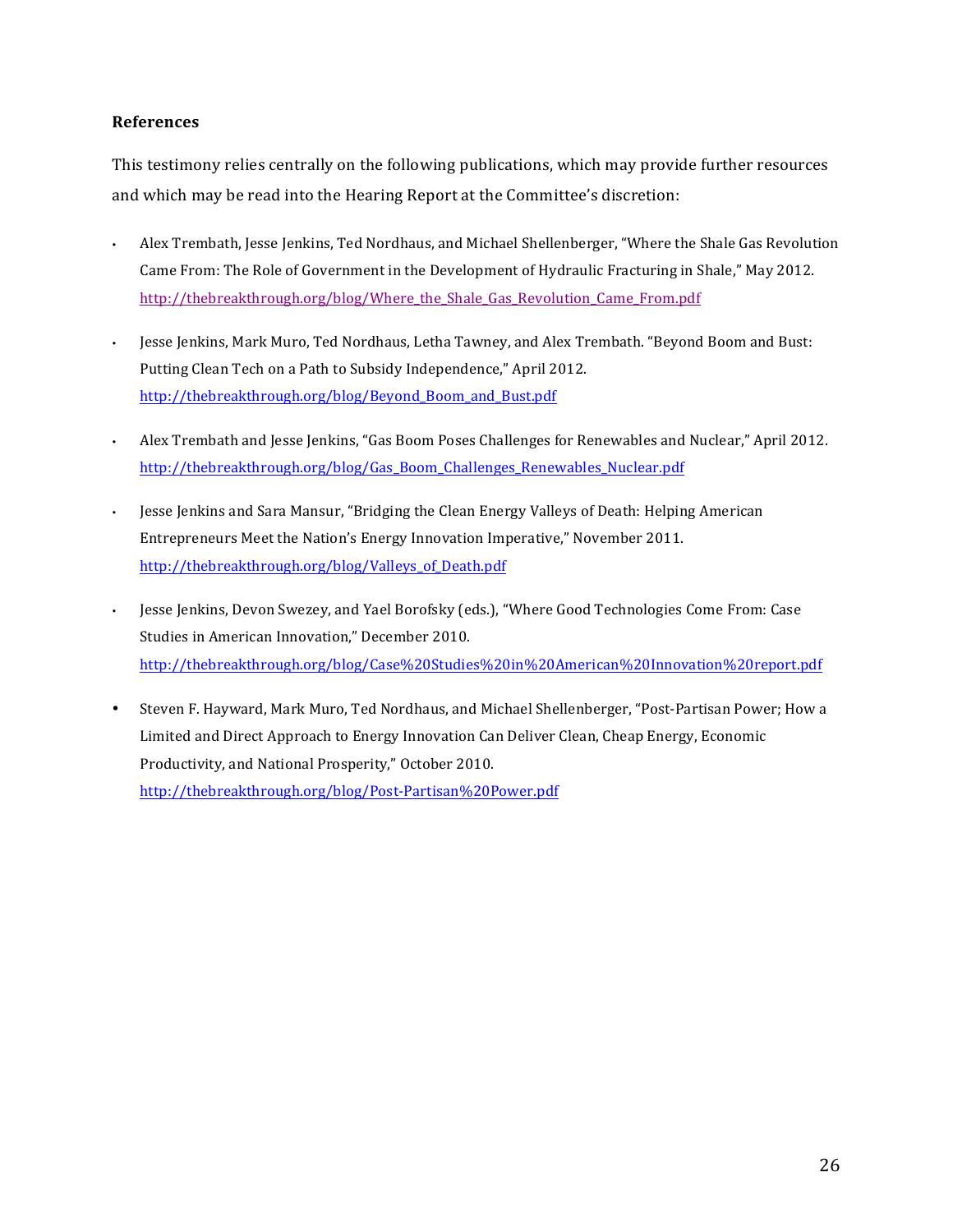**References**

This testimony relies centrally on the following publications, which may provide further resources and which may be read into the Hearing Report at the Committee's discretion:

- Alex Trembath, Jesse Jenkins, Ted Nordhaus, and Michael Shellenberger, "Where the Shale Gas Revolution Came From: The Role of Government in the Development of Hydraulic Fracturing in Shale," May 2012. http://thebreakthrough.org/blog/Where_the_Shale_Gas_Revolution_Came_From.pdf

- Jesse Jenkins, Mark Muro, Ted Nordhaus, Letha Tawney, and Alex Trembath. "Beyond Boom and Bust: Putting Clean Tech on a Path to Subsidy Independence," April 2012. http://thebreakthrough.org/blog/Beyond_Boom_and_Bust.pdf

- Alex Trembath and Jesse Jenkins, "Gas Boom Poses Challenges for Renewables and Nuclear," April 2012. http://thebreakthrough.org/blog/Gas_Boom_Challenges_Renewables_Nuclear.pdf

- Jesse Jenkins and Sara Mansur, "Bridging the Clean Energy Valleys of Death: Helping American Entrepreneurs Meet the Nation's Energy Innovation Imperative," November 2011. http://thebreakthrough.org/blog/Valleys_of_Death.pdf

- Jesse Jenkins, Devon Swezey, and Yael Borofsky (eds.), "Where Good Technologies Come From: Case Studies in American Innovation," December 2010. http://thebreakthrough.org/blog/Case%20Studies%20in%20American%20Innovation%20report.pdf

- Steven F. Hayward, Mark Muro, Ted Nordhaus, and Michael Shellenberger, "Post-Partisan Power; How a Limited and Direct Approach to Energy Innovation Can Deliver Clean, Cheap Energy, Economic Productivity, and National Prosperity," October 2010. http://thebreakthrough.org/blog/Post-Partisan%20Power.pdf